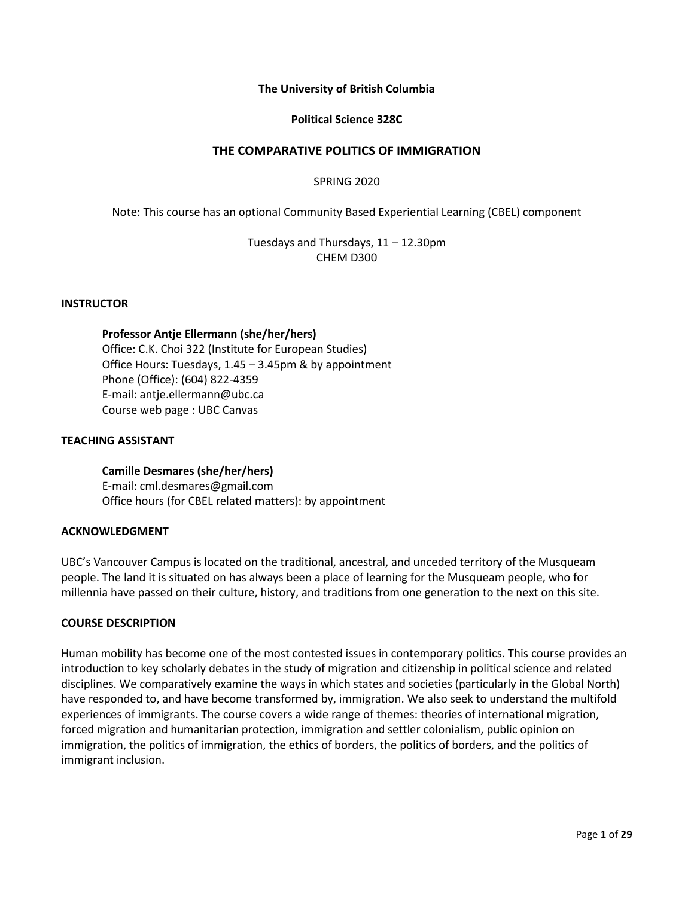**The University of British Columbia**

**Political Science 328C**

# THE COMPARATIVE POLITICS OF IMMIGRATION

SPRING 2020

Note: This course has an optional Community Based Experiential Learning (CBEL) component

Tuesdays and Thursdays, 11 – 12.30pm
CHEM D300

## INSTRUCTOR

**Professor Antje Ellermann (she/her/hers)**
Office: C.K. Choi 322 (Institute for European Studies)
Office Hours: Tuesdays, 1.45 – 3.45pm & by appointment
Phone (Office): (604) 822-4359
E-mail: antje.ellermann@ubc.ca
Course web page : UBC Canvas

## TEACHING ASSISTANT

**Camille Desmares (she/her/hers)**
E-mail: cml.desmares@gmail.com
Office hours (for CBEL related matters): by appointment

## ACKNOWLEDGMENT

UBC's Vancouver Campus is located on the traditional, ancestral, and unceded territory of the Musqueam people. The land it is situated on has always been a place of learning for the Musqueam people, who for millennia have passed on their culture, history, and traditions from one generation to the next on this site.

## COURSE DESCRIPTION

Human mobility has become one of the most contested issues in contemporary politics. This course provides an introduction to key scholarly debates in the study of migration and citizenship in political science and related disciplines. We comparatively examine the ways in which states and societies (particularly in the Global North) have responded to, and have become transformed by, immigration. We also seek to understand the multifold experiences of immigrants. The course covers a wide range of themes: theories of international migration, forced migration and humanitarian protection, immigration and settler colonialism, public opinion on immigration, the politics of immigration, the ethics of borders, the politics of borders, and the politics of immigrant inclusion.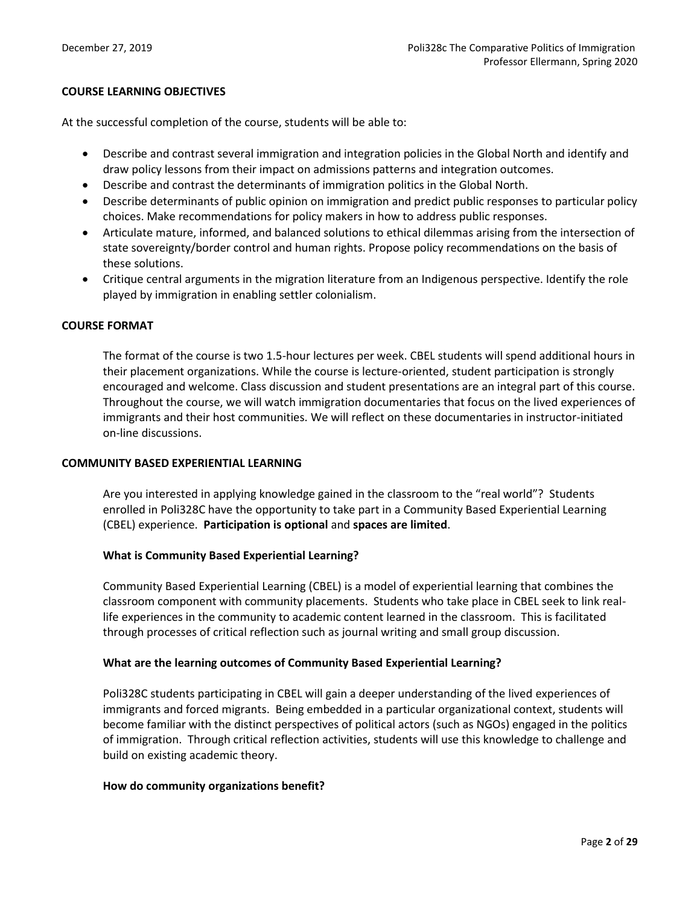## COURSE LEARNING OBJECTIVES

At the successful completion of the course, students will be able to:

- Describe and contrast several immigration and integration policies in the Global North and identify and draw policy lessons from their impact on admissions patterns and integration outcomes.
- Describe and contrast the determinants of immigration politics in the Global North.
- Describe determinants of public opinion on immigration and predict public responses to particular policy choices. Make recommendations for policy makers in how to address public responses.
- Articulate mature, informed, and balanced solutions to ethical dilemmas arising from the intersection of state sovereignty/border control and human rights. Propose policy recommendations on the basis of these solutions.
- Critique central arguments in the migration literature from an Indigenous perspective. Identify the role played by immigration in enabling settler colonialism.

## COURSE FORMAT

The format of the course is two 1.5-hour lectures per week. CBEL students will spend additional hours in their placement organizations. While the course is lecture-oriented, student participation is strongly encouraged and welcome. Class discussion and student presentations are an integral part of this course. Throughout the course, we will watch immigration documentaries that focus on the lived experiences of immigrants and their host communities. We will reflect on these documentaries in instructor-initiated on-line discussions.

## COMMUNITY BASED EXPERIENTIAL LEARNING

Are you interested in applying knowledge gained in the classroom to the "real world"? Students enrolled in Poli328C have the opportunity to take part in a Community Based Experiential Learning (CBEL) experience. **Participation is optional** and **spaces are limited**.

### What is Community Based Experiential Learning?

Community Based Experiential Learning (CBEL) is a model of experiential learning that combines the classroom component with community placements. Students who take place in CBEL seek to link real-life experiences in the community to academic content learned in the classroom. This is facilitated through processes of critical reflection such as journal writing and small group discussion.

### What are the learning outcomes of Community Based Experiential Learning?

Poli328C students participating in CBEL will gain a deeper understanding of the lived experiences of immigrants and forced migrants. Being embedded in a particular organizational context, students will become familiar with the distinct perspectives of political actors (such as NGOs) engaged in the politics of immigration. Through critical reflection activities, students will use this knowledge to challenge and build on existing academic theory.

### How do community organizations benefit?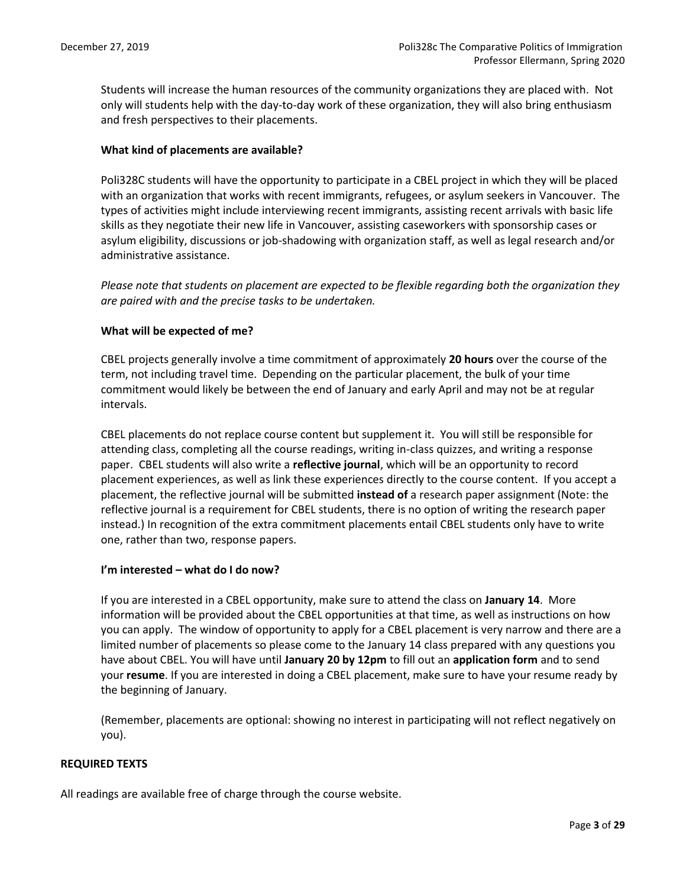Students will increase the human resources of the community organizations they are placed with. Not only will students help with the day-to-day work of these organization, they will also bring enthusiasm and fresh perspectives to their placements.

**What kind of placements are available?**

Poli328C students will have the opportunity to participate in a CBEL project in which they will be placed with an organization that works with recent immigrants, refugees, or asylum seekers in Vancouver. The types of activities might include interviewing recent immigrants, assisting recent arrivals with basic life skills as they negotiate their new life in Vancouver, assisting caseworkers with sponsorship cases or asylum eligibility, discussions or job-shadowing with organization staff, as well as legal research and/or administrative assistance.

*Please note that students on placement are expected to be flexible regarding both the organization they are paired with and the precise tasks to be undertaken.*

**What will be expected of me?**

CBEL projects generally involve a time commitment of approximately **20 hours** over the course of the term, not including travel time. Depending on the particular placement, the bulk of your time commitment would likely be between the end of January and early April and may not be at regular intervals.

CBEL placements do not replace course content but supplement it. You will still be responsible for attending class, completing all the course readings, writing in-class quizzes, and writing a response paper. CBEL students will also write a **reflective journal**, which will be an opportunity to record placement experiences, as well as link these experiences directly to the course content. If you accept a placement, the reflective journal will be submitted **instead of** a research paper assignment (Note: the reflective journal is a requirement for CBEL students, there is no option of writing the research paper instead.) In recognition of the extra commitment placements entail CBEL students only have to write one, rather than two, response papers.

**I'm interested – what do I do now?**

If you are interested in a CBEL opportunity, make sure to attend the class on **January 14**. More information will be provided about the CBEL opportunities at that time, as well as instructions on how you can apply. The window of opportunity to apply for a CBEL placement is very narrow and there are a limited number of placements so please come to the January 14 class prepared with any questions you have about CBEL. You will have until **January 20 by 12pm** to fill out an **application form** and to send your **resume**. If you are interested in doing a CBEL placement, make sure to have your resume ready by the beginning of January.

(Remember, placements are optional: showing no interest in participating will not reflect negatively on you).

## REQUIRED TEXTS

All readings are available free of charge through the course website.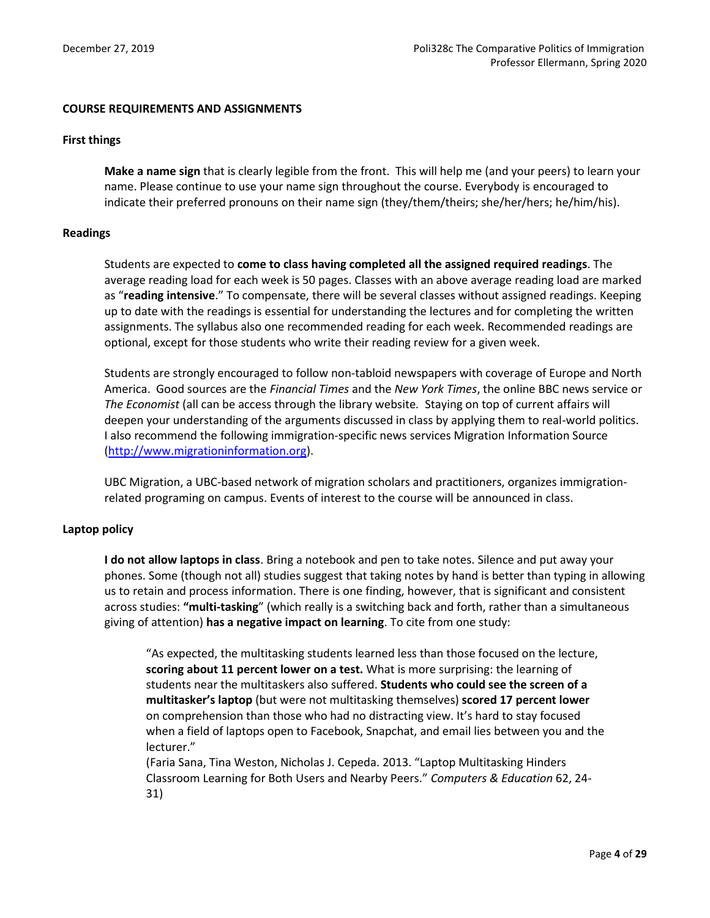## COURSE REQUIREMENTS AND ASSIGNMENTS

### First things

**Make a name sign** that is clearly legible from the front. This will help me (and your peers) to learn your name. Please continue to use your name sign throughout the course. Everybody is encouraged to indicate their preferred pronouns on their name sign (they/them/theirs; she/her/hers; he/him/his).

### Readings

Students are expected to **come to class having completed all the assigned required readings**. The average reading load for each week is 50 pages. Classes with an above average reading load are marked as "**reading intensive**." To compensate, there will be several classes without assigned readings. Keeping up to date with the readings is essential for understanding the lectures and for completing the written assignments. The syllabus also one recommended reading for each week. Recommended readings are optional, except for those students who write their reading review for a given week.

Students are strongly encouraged to follow non-tabloid newspapers with coverage of Europe and North America. Good sources are the *Financial Times* and the *New York Times*, the online BBC news service or *The Economist* (all can be access through the library website. Staying on top of current affairs will deepen your understanding of the arguments discussed in class by applying them to real-world politics. I also recommend the following immigration-specific news services Migration Information Source (http://www.migrationinformation.org).

UBC Migration, a UBC-based network of migration scholars and practitioners, organizes immigration-related programing on campus. Events of interest to the course will be announced in class.

### Laptop policy

**I do not allow laptops in class**. Bring a notebook and pen to take notes. Silence and put away your phones. Some (though not all) studies suggest that taking notes by hand is better than typing in allowing us to retain and process information. There is one finding, however, that is significant and consistent across studies: **"multi-tasking**" (which really is a switching back and forth, rather than a simultaneous giving of attention) **has a negative impact on learning**. To cite from one study:

> "As expected, the multitasking students learned less than those focused on the lecture, **scoring about 11 percent lower on a test.** What is more surprising: the learning of students near the multitaskers also suffered. **Students who could see the screen of a multitasker's laptop** (but were not multitasking themselves) **scored 17 percent lower** on comprehension than those who had no distracting view. It's hard to stay focused when a field of laptops open to Facebook, Snapchat, and email lies between you and the lecturer."
>
> (Faria Sana, Tina Weston, Nicholas J. Cepeda. 2013. "Laptop Multitasking Hinders Classroom Learning for Both Users and Nearby Peers." *Computers & Education* 62, 24-31)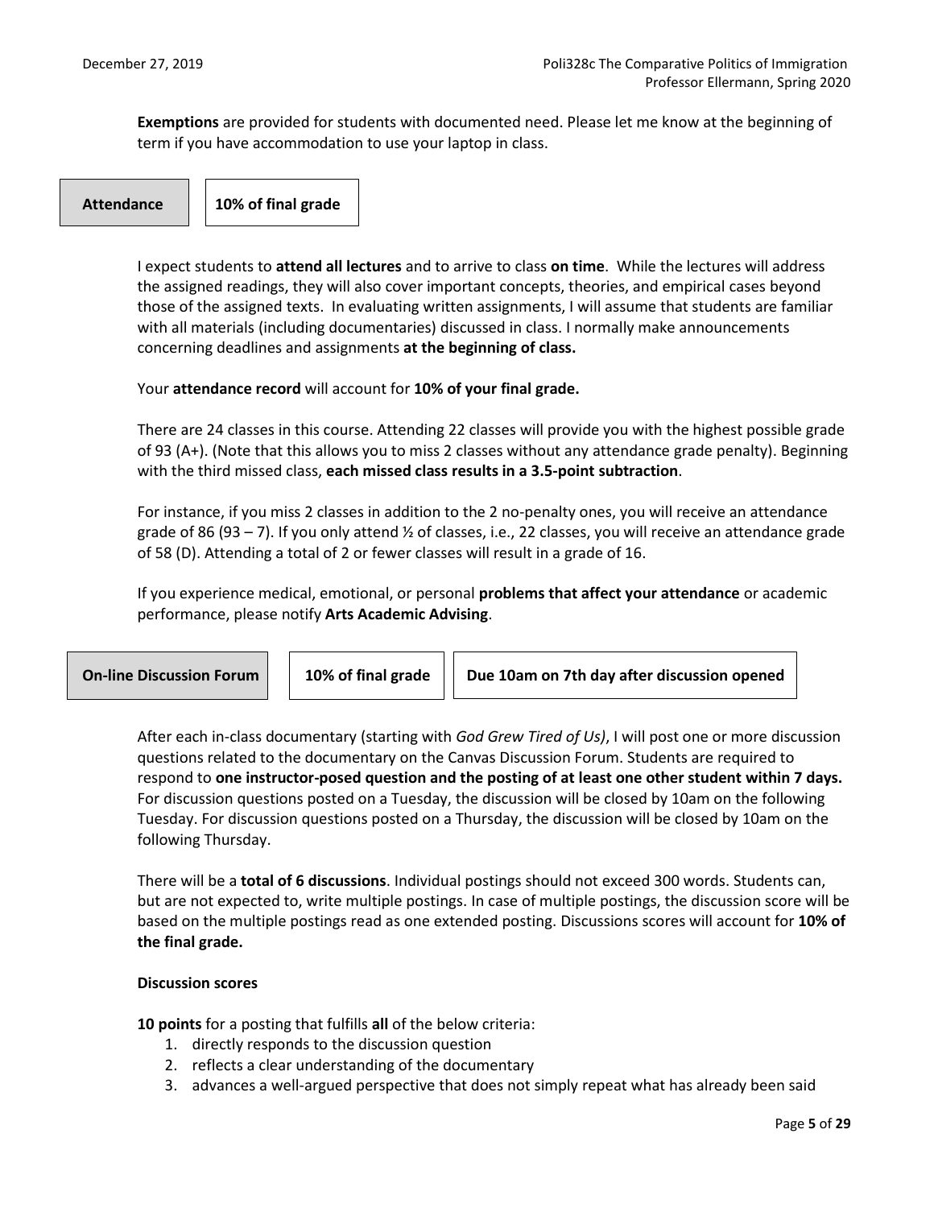**Exemptions** are provided for students with documented need. Please let me know at the beginning of term if you have accommodation to use your laptop in class.

| **Attendance** | **10% of final grade** |
|---|---|

I expect students to **attend all lectures** and to arrive to class **on time**. While the lectures will address the assigned readings, they will also cover important concepts, theories, and empirical cases beyond those of the assigned texts. In evaluating written assignments, I will assume that students are familiar with all materials (including documentaries) discussed in class. I normally make announcements concerning deadlines and assignments **at the beginning of class.**

Your **attendance record** will account for **10% of your final grade.**

There are 24 classes in this course. Attending 22 classes will provide you with the highest possible grade of 93 (A+). (Note that this allows you to miss 2 classes without any attendance grade penalty). Beginning with the third missed class, **each missed class results in a 3.5-point subtraction**.

For instance, if you miss 2 classes in addition to the 2 no-penalty ones, you will receive an attendance grade of 86 (93 – 7). If you only attend ½ of classes, i.e., 22 classes, you will receive an attendance grade of 58 (D). Attending a total of 2 or fewer classes will result in a grade of 16.

If you experience medical, emotional, or personal **problems that affect your attendance** or academic performance, please notify **Arts Academic Advising**.

| **On-line Discussion Forum** | **10% of final grade** | **Due 10am on 7th day after discussion opened** |
|---|---|---|

After each in-class documentary (starting with *God Grew Tired of Us)*, I will post one or more discussion questions related to the documentary on the Canvas Discussion Forum. Students are required to respond to **one instructor-posed question and the posting of at least one other student within 7 days.** For discussion questions posted on a Tuesday, the discussion will be closed by 10am on the following Tuesday. For discussion questions posted on a Thursday, the discussion will be closed by 10am on the following Thursday.

There will be a **total of 6 discussions**. Individual postings should not exceed 300 words. Students can, but are not expected to, write multiple postings. In case of multiple postings, the discussion score will be based on the multiple postings read as one extended posting. Discussions scores will account for **10% of the final grade.**

**Discussion scores**

**10 points** for a posting that fulfills **all** of the below criteria:

1. directly responds to the discussion question
2. reflects a clear understanding of the documentary
3. advances a well-argued perspective that does not simply repeat what has already been said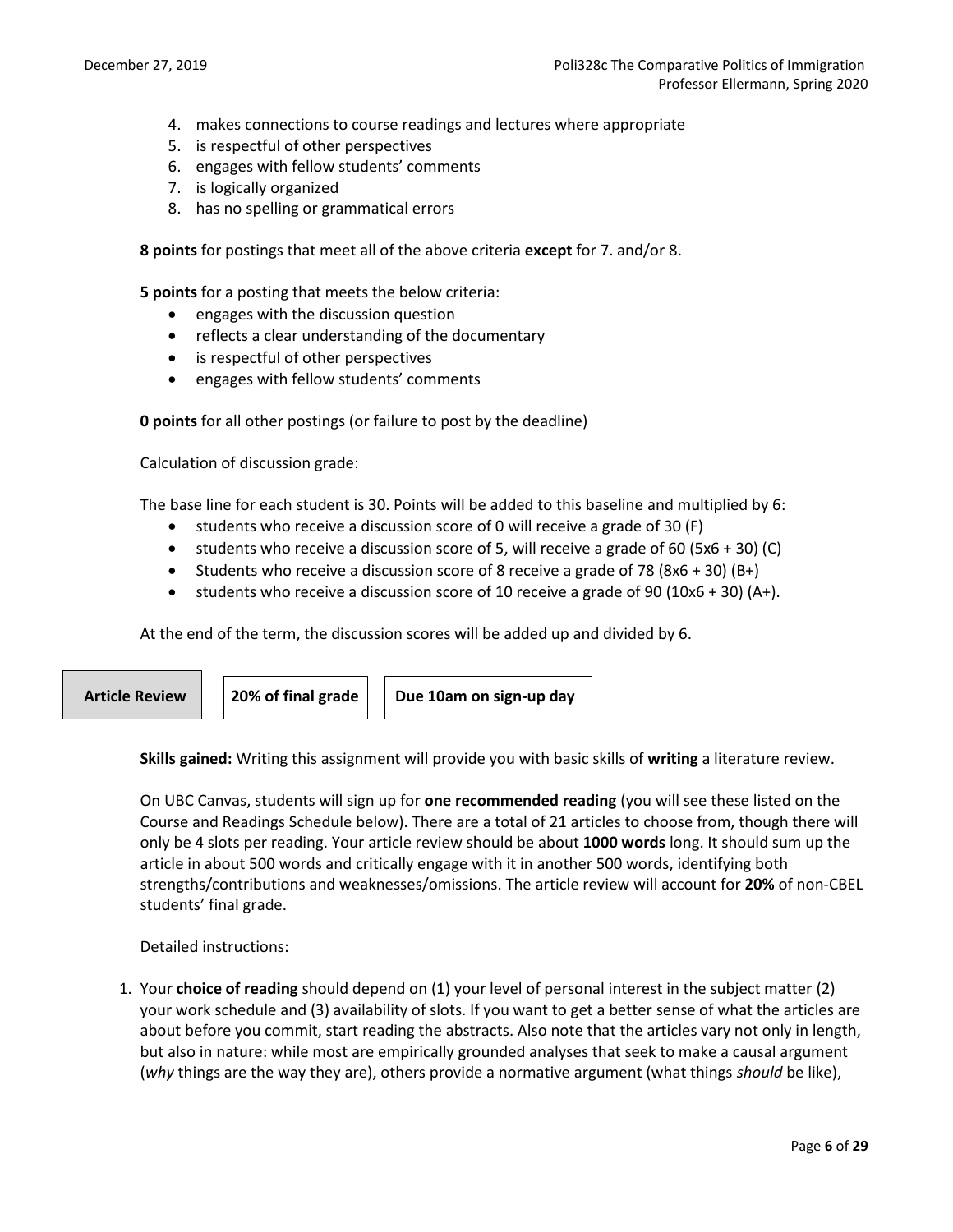4. makes connections to course readings and lectures where appropriate
5. is respectful of other perspectives
6. engages with fellow students' comments
7. is logically organized
8. has no spelling or grammatical errors

**8 points** for postings that meet all of the above criteria **except** for 7. and/or 8.

**5 points** for a posting that meets the below criteria:

- engages with the discussion question
- reflects a clear understanding of the documentary
- is respectful of other perspectives
- engages with fellow students' comments

**0 points** for all other postings (or failure to post by the deadline)

Calculation of discussion grade:

The base line for each student is 30. Points will be added to this baseline and multiplied by 6:

- students who receive a discussion score of 0 will receive a grade of 30 (F)
- students who receive a discussion score of 5, will receive a grade of 60 (5x6 + 30) (C)
- Students who receive a discussion score of 8 receive a grade of 78 (8x6 + 30) (B+)
- students who receive a discussion score of 10 receive a grade of 90 (10x6 + 30) (A+).

At the end of the term, the discussion scores will be added up and divided by 6.

| Article Review | 20% of final grade | Due 10am on sign-up day |
|---|---|---|

**Skills gained:** Writing this assignment will provide you with basic skills of **writing** a literature review.

On UBC Canvas, students will sign up for **one recommended reading** (you will see these listed on the Course and Readings Schedule below). There are a total of 21 articles to choose from, though there will only be 4 slots per reading. Your article review should be about **1000 words** long. It should sum up the article in about 500 words and critically engage with it in another 500 words, identifying both strengths/contributions and weaknesses/omissions. The article review will account for **20%** of non-CBEL students' final grade.

Detailed instructions:

1. Your **choice of reading** should depend on (1) your level of personal interest in the subject matter (2) your work schedule and (3) availability of slots. If you want to get a better sense of what the articles are about before you commit, start reading the abstracts. Also note that the articles vary not only in length, but also in nature: while most are empirically grounded analyses that seek to make a causal argument (*why* things are the way they are), others provide a normative argument (what things *should* be like),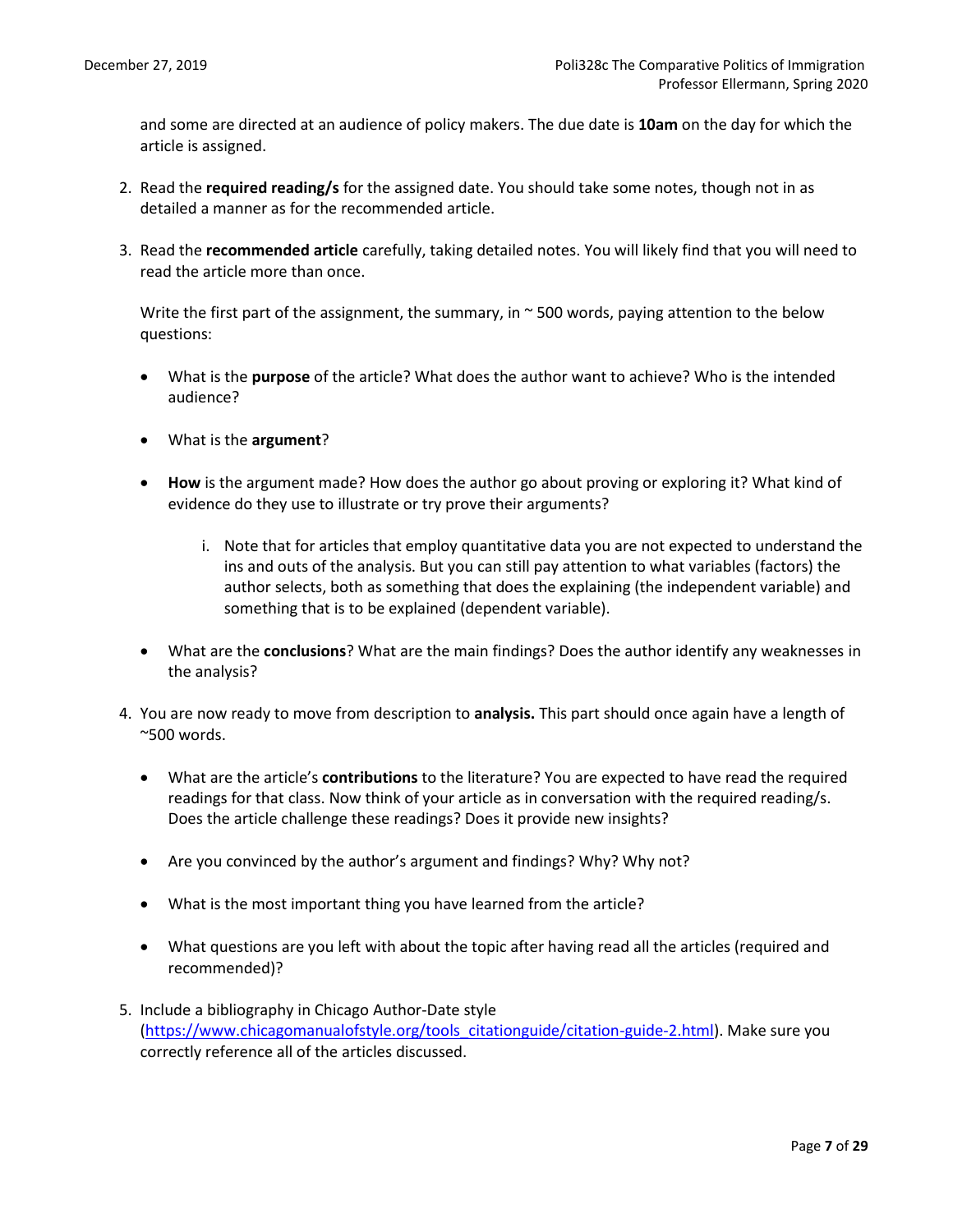and some are directed at an audience of policy makers. The due date is **10am** on the day for which the article is assigned.

2. Read the **required reading/s** for the assigned date. You should take some notes, though not in as detailed a manner as for the recommended article.

3. Read the **recommended article** carefully, taking detailed notes. You will likely find that you will need to read the article more than once.

   Write the first part of the assignment, the summary, in ~ 500 words, paying attention to the below questions:

   - What is the **purpose** of the article? What does the author want to achieve? Who is the intended audience?

   - What is the **argument**?

   - **How** is the argument made? How does the author go about proving or exploring it? What kind of evidence do they use to illustrate or try prove their arguments?

     i. Note that for articles that employ quantitative data you are not expected to understand the ins and outs of the analysis. But you can still pay attention to what variables (factors) the author selects, both as something that does the explaining (the independent variable) and something that is to be explained (dependent variable).

   - What are the **conclusions**? What are the main findings? Does the author identify any weaknesses in the analysis?

4. You are now ready to move from description to **analysis.** This part should once again have a length of ~500 words.

   - What are the article's **contributions** to the literature? You are expected to have read the required readings for that class. Now think of your article as in conversation with the required reading/s. Does the article challenge these readings? Does it provide new insights?

   - Are you convinced by the author's argument and findings? Why? Why not?

   - What is the most important thing you have learned from the article?

   - What questions are you left with about the topic after having read all the articles (required and recommended)?

5. Include a bibliography in Chicago Author-Date style (https://www.chicagomanualofstyle.org/tools_citationguide/citation-guide-2.html). Make sure you correctly reference all of the articles discussed.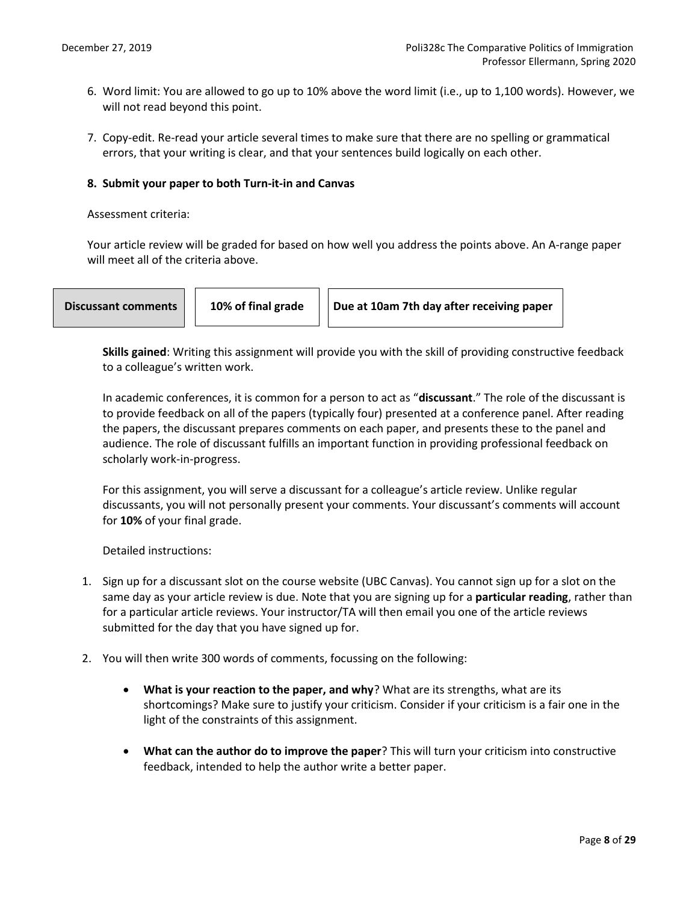6. Word limit: You are allowed to go up to 10% above the word limit (i.e., up to 1,100 words). However, we will not read beyond this point.

7. Copy-edit. Re-read your article several times to make sure that there are no spelling or grammatical errors, that your writing is clear, and that your sentences build logically on each other.

8. **Submit your paper to both Turn-it-in and Canvas**

Assessment criteria:

Your article review will be graded for based on how well you address the points above. An A-range paper will meet all of the criteria above.

| **Discussant comments** | **10% of final grade** | **Due at 10am 7th day after receiving paper** |
| --- | --- | --- |

**Skills gained**: Writing this assignment will provide you with the skill of providing constructive feedback to a colleague's written work.

In academic conferences, it is common for a person to act as "**discussant**." The role of the discussant is to provide feedback on all of the papers (typically four) presented at a conference panel. After reading the papers, the discussant prepares comments on each paper, and presents these to the panel and audience. The role of discussant fulfills an important function in providing professional feedback on scholarly work-in-progress.

For this assignment, you will serve a discussant for a colleague's article review. Unlike regular discussants, you will not personally present your comments. Your discussant's comments will account for **10%** of your final grade.

Detailed instructions:

1. Sign up for a discussant slot on the course website (UBC Canvas). You cannot sign up for a slot on the same day as your article review is due. Note that you are signing up for a **particular reading**, rather than for a particular article reviews. Your instructor/TA will then email you one of the article reviews submitted for the day that you have signed up for.

2. You will then write 300 words of comments, focussing on the following:

    - **What is your reaction to the paper, and why**? What are its strengths, what are its shortcomings? Make sure to justify your criticism. Consider if your criticism is a fair one in the light of the constraints of this assignment.

    - **What can the author do to improve the paper**? This will turn your criticism into constructive feedback, intended to help the author write a better paper.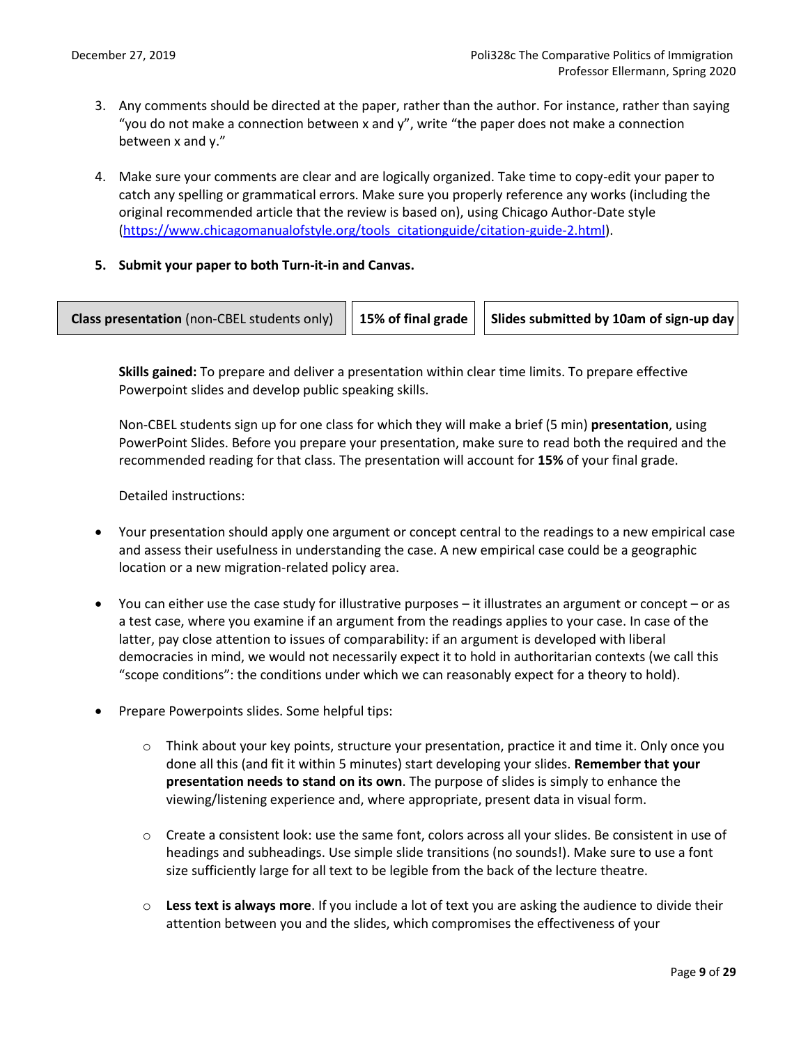3. Any comments should be directed at the paper, rather than the author. For instance, rather than saying "you do not make a connection between x and y", write "the paper does not make a connection between x and y."

4. Make sure your comments are clear and are logically organized. Take time to copy-edit your paper to catch any spelling or grammatical errors. Make sure you properly reference any works (including the original recommended article that the review is based on), using Chicago Author-Date style (https://www.chicagomanualofstyle.org/tools_citationguide/citation-guide-2.html).

5. **Submit your paper to both Turn-it-in and Canvas.**

| **Class presentation** (non-CBEL students only) | **15% of final grade** | **Slides submitted by 10am of sign-up day** |
|---|---|---|

**Skills gained:** To prepare and deliver a presentation within clear time limits. To prepare effective Powerpoint slides and develop public speaking skills.

Non-CBEL students sign up for one class for which they will make a brief (5 min) **presentation**, using PowerPoint Slides. Before you prepare your presentation, make sure to read both the required and the recommended reading for that class. The presentation will account for **15%** of your final grade.

Detailed instructions:

- Your presentation should apply one argument or concept central to the readings to a new empirical case and assess their usefulness in understanding the case. A new empirical case could be a geographic location or a new migration-related policy area.
- You can either use the case study for illustrative purposes – it illustrates an argument or concept – or as a test case, where you examine if an argument from the readings applies to your case. In case of the latter, pay close attention to issues of comparability: if an argument is developed with liberal democracies in mind, we would not necessarily expect it to hold in authoritarian contexts (we call this "scope conditions": the conditions under which we can reasonably expect for a theory to hold).
- Prepare Powerpoints slides. Some helpful tips:
  - Think about your key points, structure your presentation, practice it and time it. Only once you done all this (and fit it within 5 minutes) start developing your slides. **Remember that your presentation needs to stand on its own**. The purpose of slides is simply to enhance the viewing/listening experience and, where appropriate, present data in visual form.
  - Create a consistent look: use the same font, colors across all your slides. Be consistent in use of headings and subheadings. Use simple slide transitions (no sounds!). Make sure to use a font size sufficiently large for all text to be legible from the back of the lecture theatre.
  - **Less text is always more**. If you include a lot of text you are asking the audience to divide their attention between you and the slides, which compromises the effectiveness of your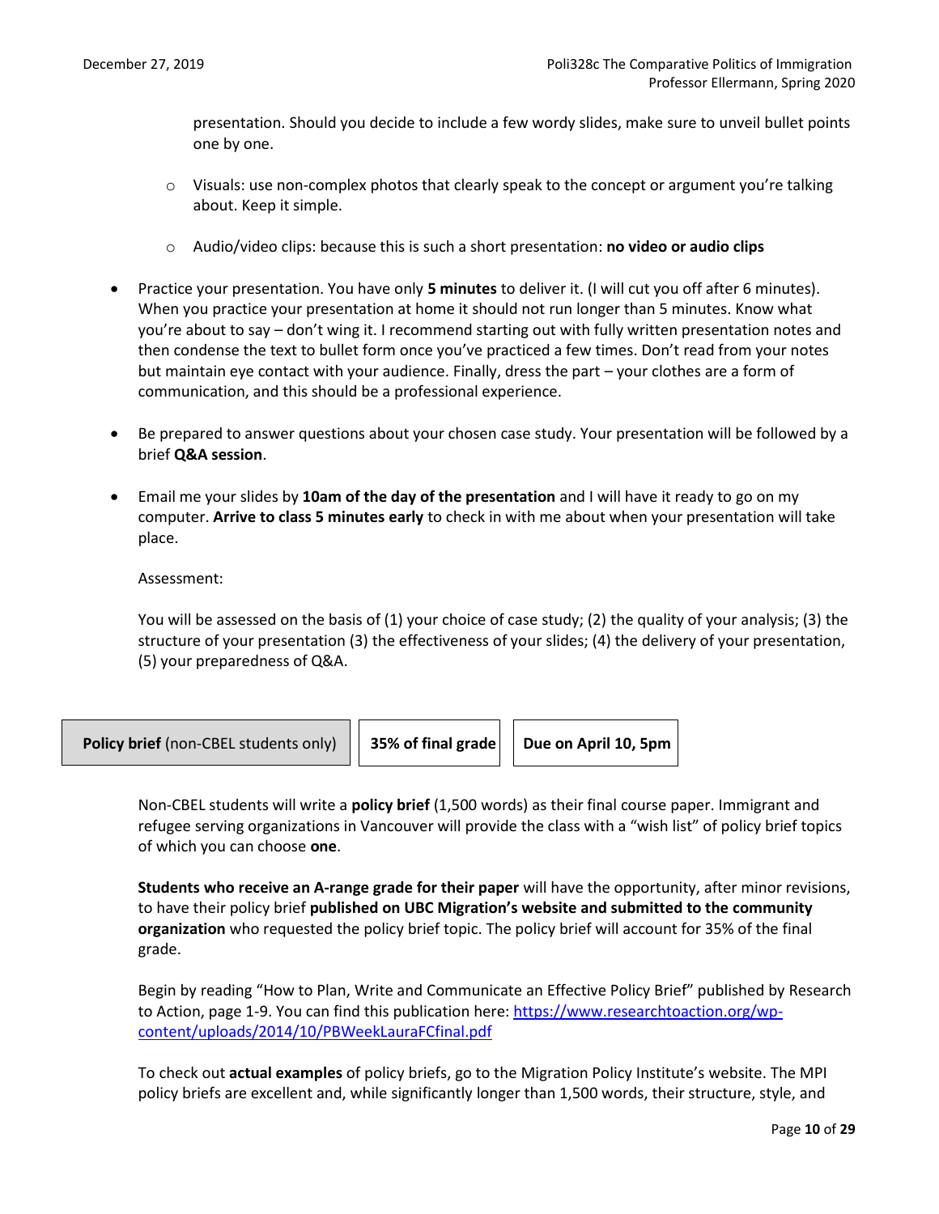presentation. Should you decide to include a few wordy slides, make sure to unveil bullet points one by one.

    - Visuals: use non-complex photos that clearly speak to the concept or argument you're talking about. Keep it simple.

    - Audio/video clips: because this is such a short presentation: **no video or audio clips**

- Practice your presentation. You have only **5 minutes** to deliver it. (I will cut you off after 6 minutes). When you practice your presentation at home it should not run longer than 5 minutes. Know what you're about to say – don't wing it. I recommend starting out with fully written presentation notes and then condense the text to bullet form once you've practiced a few times. Don't read from your notes but maintain eye contact with your audience. Finally, dress the part – your clothes are a form of communication, and this should be a professional experience.

- Be prepared to answer questions about your chosen case study. Your presentation will be followed by a brief **Q&A session**.

- Email me your slides by **10am of the day of the presentation** and I will have it ready to go on my computer. **Arrive to class 5 minutes early** to check in with me about when your presentation will take place.

Assessment:

You will be assessed on the basis of (1) your choice of case study; (2) the quality of your analysis; (3) the structure of your presentation (3) the effectiveness of your slides; (4) the delivery of your presentation, (5) your preparedness of Q&A.

| **Policy brief** (non-CBEL students only) | **35% of final grade** | **Due on April 10, 5pm** |
|---|---|---|

Non-CBEL students will write a **policy brief** (1,500 words) as their final course paper. Immigrant and refugee serving organizations in Vancouver will provide the class with a "wish list" of policy brief topics of which you can choose **one**.

**Students who receive an A-range grade for their paper** will have the opportunity, after minor revisions, to have their policy brief **published on UBC Migration's website and submitted to the community organization** who requested the policy brief topic. The policy brief will account for 35% of the final grade.

Begin by reading "How to Plan, Write and Communicate an Effective Policy Brief" published by Research to Action, page 1-9. You can find this publication here: https://www.researchtoaction.org/wp-content/uploads/2014/10/PBWeekLauraFCfinal.pdf

To check out **actual examples** of policy briefs, go to the Migration Policy Institute's website. The MPI policy briefs are excellent and, while significantly longer than 1,500 words, their structure, style, and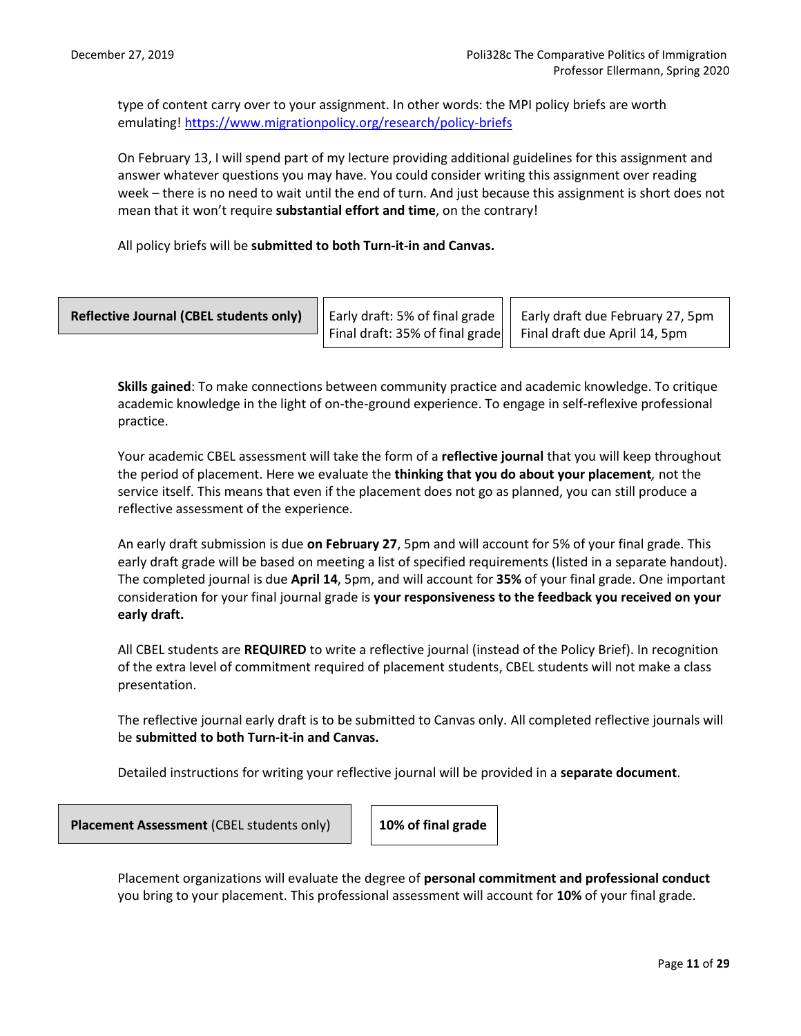type of content carry over to your assignment. In other words: the MPI policy briefs are worth emulating! https://www.migrationpolicy.org/research/policy-briefs

On February 13, I will spend part of my lecture providing additional guidelines for this assignment and answer whatever questions you may have. You could consider writing this assignment over reading week – there is no need to wait until the end of turn. And just because this assignment is short does not mean that it won't require **substantial effort and time**, on the contrary!

All policy briefs will be **submitted to both Turn-it-in and Canvas.**

| **Reflective Journal (CBEL students only)** | Early draft: 5% of final grade<br>Final draft: 35% of final grade | Early draft due February 27, 5pm<br>Final draft due April 14, 5pm |
|---|---|---|

**Skills gained**: To make connections between community practice and academic knowledge. To critique academic knowledge in the light of on-the-ground experience. To engage in self-reflexive professional practice.

Your academic CBEL assessment will take the form of a **reflective journal** that you will keep throughout the period of placement. Here we evaluate the **thinking that you do about your placement***,* not the service itself. This means that even if the placement does not go as planned, you can still produce a reflective assessment of the experience.

An early draft submission is due **on February 27**, 5pm and will account for 5% of your final grade. This early draft grade will be based on meeting a list of specified requirements (listed in a separate handout). The completed journal is due **April 14**, 5pm, and will account for **35%** of your final grade. One important consideration for your final journal grade is **your responsiveness to the feedback you received on your early draft.**

All CBEL students are **REQUIRED** to write a reflective journal (instead of the Policy Brief). In recognition of the extra level of commitment required of placement students, CBEL students will not make a class presentation.

The reflective journal early draft is to be submitted to Canvas only. All completed reflective journals will be **submitted to both Turn-it-in and Canvas.**

Detailed instructions for writing your reflective journal will be provided in a **separate document**.

| **Placement Assessment** (CBEL students only) | **10% of final grade** |
|---|---|

Placement organizations will evaluate the degree of **personal commitment and professional conduct** you bring to your placement. This professional assessment will account for **10%** of your final grade.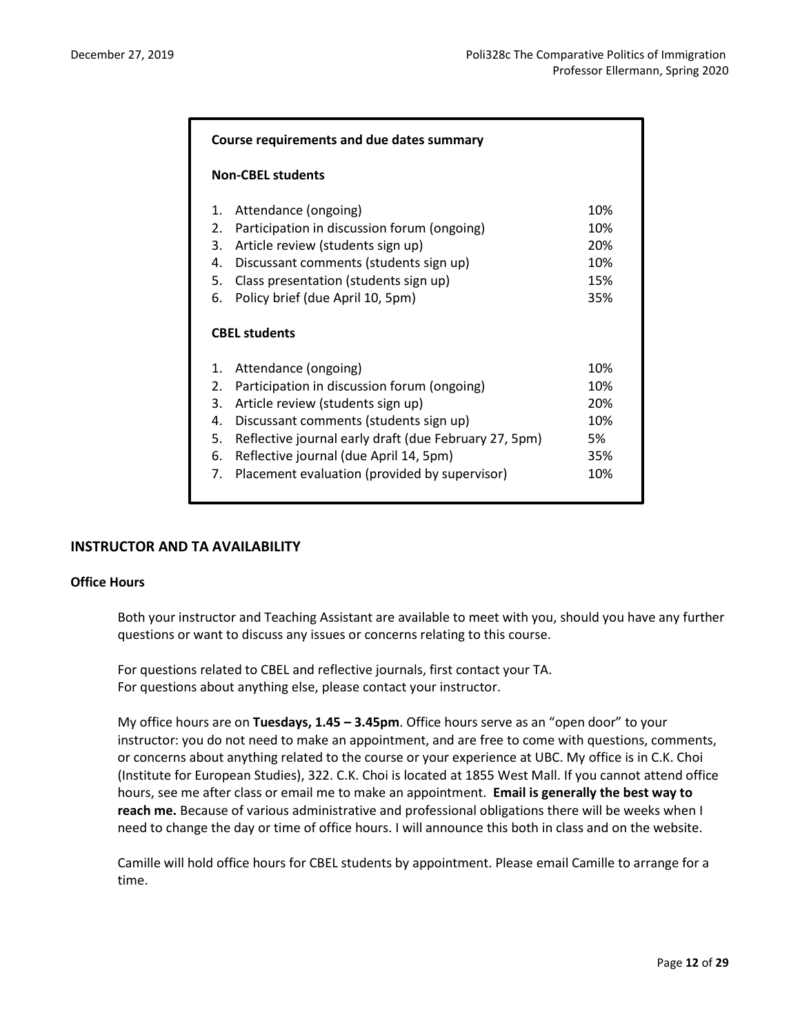**Course requirements and due dates summary**

**Non-CBEL students**

| | Requirement | Weight |
|---|---|---|
| 1. | Attendance (ongoing) | 10% |
| 2. | Participation in discussion forum (ongoing) | 10% |
| 3. | Article review (students sign up) | 20% |
| 4. | Discussant comments (students sign up) | 10% |
| 5. | Class presentation (students sign up) | 15% |
| 6. | Policy brief (due April 10, 5pm) | 35% |

**CBEL students**

| | Requirement | Weight |
|---|---|---|
| 1. | Attendance (ongoing) | 10% |
| 2. | Participation in discussion forum (ongoing) | 10% |
| 3. | Article review (students sign up) | 20% |
| 4. | Discussant comments (students sign up) | 10% |
| 5. | Reflective journal early draft (due February 27, 5pm) | 5% |
| 6. | Reflective journal (due April 14, 5pm) | 35% |
| 7. | Placement evaluation (provided by supervisor) | 10% |

## INSTRUCTOR AND TA AVAILABILITY

### Office Hours

Both your instructor and Teaching Assistant are available to meet with you, should you have any further questions or want to discuss any issues or concerns relating to this course.

For questions related to CBEL and reflective journals, first contact your TA.
For questions about anything else, please contact your instructor.

My office hours are on **Tuesdays, 1.45 – 3.45pm**. Office hours serve as an "open door" to your instructor: you do not need to make an appointment, and are free to come with questions, comments, or concerns about anything related to the course or your experience at UBC. My office is in C.K. Choi (Institute for European Studies), 322. C.K. Choi is located at 1855 West Mall. If you cannot attend office hours, see me after class or email me to make an appointment. **Email is generally the best way to reach me.** Because of various administrative and professional obligations there will be weeks when I need to change the day or time of office hours. I will announce this both in class and on the website.

Camille will hold office hours for CBEL students by appointment. Please email Camille to arrange for a time.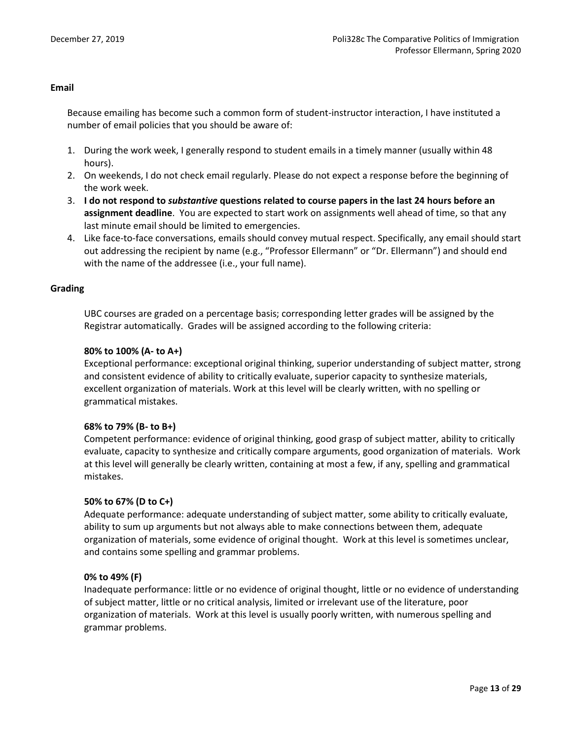## Email

Because emailing has become such a common form of student-instructor interaction, I have instituted a number of email policies that you should be aware of:

1. During the work week, I generally respond to student emails in a timely manner (usually within 48 hours).
2. On weekends, I do not check email regularly. Please do not expect a response before the beginning of the work week.
3. **I do not respond to *substantive* questions related to course papers in the last 24 hours before an assignment deadline**. You are expected to start work on assignments well ahead of time, so that any last minute email should be limited to emergencies.
4. Like face-to-face conversations, emails should convey mutual respect. Specifically, any email should start out addressing the recipient by name (e.g., "Professor Ellermann" or "Dr. Ellermann") and should end with the name of the addressee (i.e., your full name).

## Grading

UBC courses are graded on a percentage basis; corresponding letter grades will be assigned by the Registrar automatically. Grades will be assigned according to the following criteria:

**80% to 100% (A- to A+)**
Exceptional performance: exceptional original thinking, superior understanding of subject matter, strong and consistent evidence of ability to critically evaluate, superior capacity to synthesize materials, excellent organization of materials. Work at this level will be clearly written, with no spelling or grammatical mistakes.

**68% to 79% (B- to B+)**
Competent performance: evidence of original thinking, good grasp of subject matter, ability to critically evaluate, capacity to synthesize and critically compare arguments, good organization of materials. Work at this level will generally be clearly written, containing at most a few, if any, spelling and grammatical mistakes.

**50% to 67% (D to C+)**
Adequate performance: adequate understanding of subject matter, some ability to critically evaluate, ability to sum up arguments but not always able to make connections between them, adequate organization of materials, some evidence of original thought. Work at this level is sometimes unclear, and contains some spelling and grammar problems.

**0% to 49% (F)**
Inadequate performance: little or no evidence of original thought, little or no evidence of understanding of subject matter, little or no critical analysis, limited or irrelevant use of the literature, poor organization of materials. Work at this level is usually poorly written, with numerous spelling and grammar problems.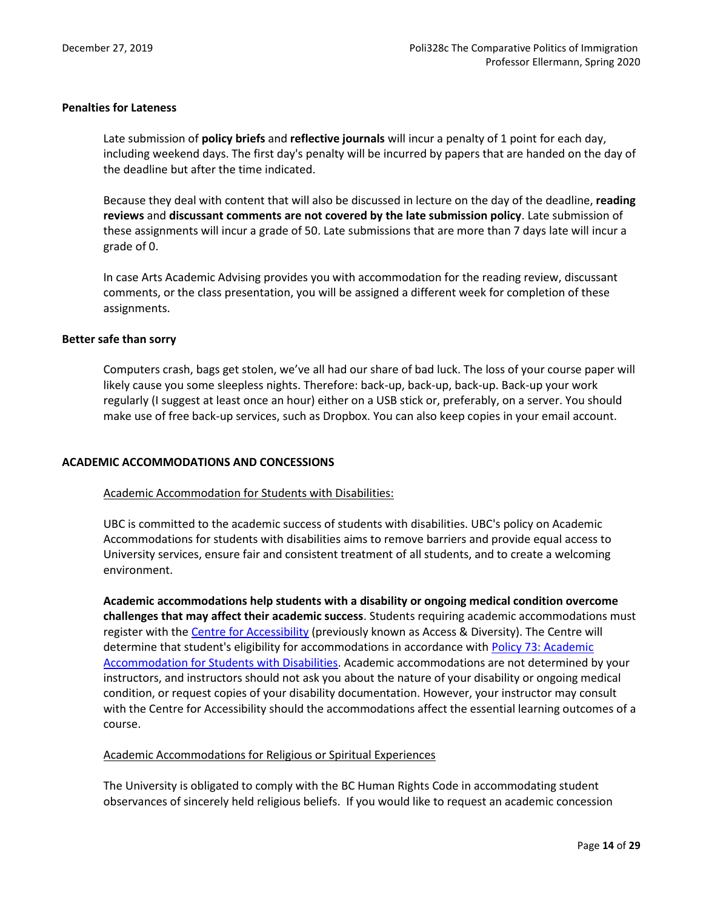### Penalties for Lateness

Late submission of **policy briefs** and **reflective journals** will incur a penalty of 1 point for each day, including weekend days. The first day's penalty will be incurred by papers that are handed on the day of the deadline but after the time indicated.

Because they deal with content that will also be discussed in lecture on the day of the deadline, **reading reviews** and **discussant comments are not covered by the late submission policy**. Late submission of these assignments will incur a grade of 50. Late submissions that are more than 7 days late will incur a grade of 0.

In case Arts Academic Advising provides you with accommodation for the reading review, discussant comments, or the class presentation, you will be assigned a different week for completion of these assignments.

### Better safe than sorry

Computers crash, bags get stolen, we've all had our share of bad luck. The loss of your course paper will likely cause you some sleepless nights. Therefore: back-up, back-up, back-up. Back-up your work regularly (I suggest at least once an hour) either on a USB stick or, preferably, on a server. You should make use of free back-up services, such as Dropbox. You can also keep copies in your email account.

## ACADEMIC ACCOMMODATIONS AND CONCESSIONS

Academic Accommodation for Students with Disabilities:

UBC is committed to the academic success of students with disabilities. UBC's policy on Academic Accommodations for students with disabilities aims to remove barriers and provide equal access to University services, ensure fair and consistent treatment of all students, and to create a welcoming environment.

**Academic accommodations help students with a disability or ongoing medical condition overcome challenges that may affect their academic success**. Students requiring academic accommodations must register with the Centre for Accessibility (previously known as Access & Diversity). The Centre will determine that student's eligibility for accommodations in accordance with Policy 73: Academic Accommodation for Students with Disabilities. Academic accommodations are not determined by your instructors, and instructors should not ask you about the nature of your disability or ongoing medical condition, or request copies of your disability documentation. However, your instructor may consult with the Centre for Accessibility should the accommodations affect the essential learning outcomes of a course.

Academic Accommodations for Religious or Spiritual Experiences

The University is obligated to comply with the BC Human Rights Code in accommodating student observances of sincerely held religious beliefs. If you would like to request an academic concession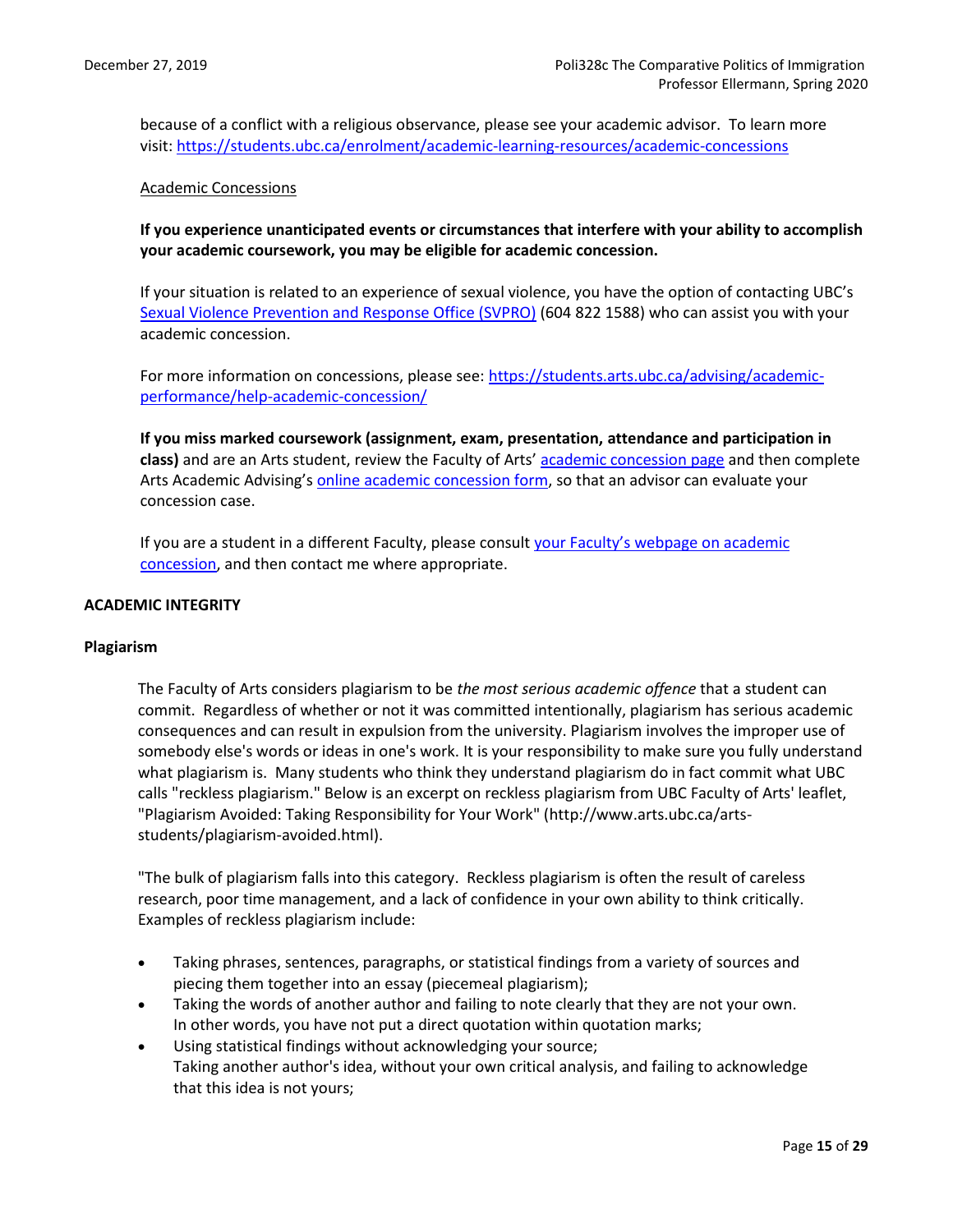because of a conflict with a religious observance, please see your academic advisor. To learn more visit: [https://students.ubc.ca/enrolment/academic-learning-resources/academic-concessions](https://students.ubc.ca/enrolment/academic-learning-resources/academic-concessions)

Academic Concessions

**If you experience unanticipated events or circumstances that interfere with your ability to accomplish your academic coursework, you may be eligible for academic concession.**

If your situation is related to an experience of sexual violence, you have the option of contacting UBC's Sexual Violence Prevention and Response Office (SVPRO) (604 822 1588) who can assist you with your academic concession.

For more information on concessions, please see: [https://students.arts.ubc.ca/advising/academic-performance/help-academic-concession/](https://students.arts.ubc.ca/advising/academic-performance/help-academic-concession/)

**If you miss marked coursework (assignment, exam, presentation, attendance and participation in class)** and are an Arts student, review the Faculty of Arts' academic concession page and then complete Arts Academic Advising's online academic concession form, so that an advisor can evaluate your concession case.

If you are a student in a different Faculty, please consult your Faculty's webpage on academic concession, and then contact me where appropriate.

## ACADEMIC INTEGRITY

### Plagiarism

The Faculty of Arts considers plagiarism to be *the most serious academic offence* that a student can commit. Regardless of whether or not it was committed intentionally, plagiarism has serious academic consequences and can result in expulsion from the university. Plagiarism involves the improper use of somebody else's words or ideas in one's work. It is your responsibility to make sure you fully understand what plagiarism is. Many students who think they understand plagiarism do in fact commit what UBC calls "reckless plagiarism." Below is an excerpt on reckless plagiarism from UBC Faculty of Arts' leaflet, "Plagiarism Avoided: Taking Responsibility for Your Work" (http://www.arts.ubc.ca/arts-students/plagiarism-avoided.html).

"The bulk of plagiarism falls into this category. Reckless plagiarism is often the result of careless research, poor time management, and a lack of confidence in your own ability to think critically. Examples of reckless plagiarism include:

- Taking phrases, sentences, paragraphs, or statistical findings from a variety of sources and piecing them together into an essay (piecemeal plagiarism);
- Taking the words of another author and failing to note clearly that they are not your own. In other words, you have not put a direct quotation within quotation marks;
- Using statistical findings without acknowledging your source;
  Taking another author's idea, without your own critical analysis, and failing to acknowledge that this idea is not yours;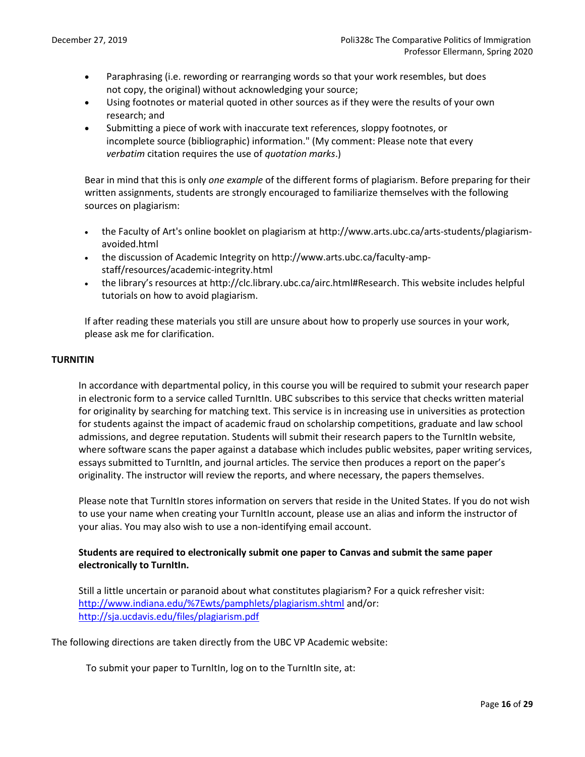- Paraphrasing (i.e. rewording or rearranging words so that your work resembles, but does not copy, the original) without acknowledging your source;
- Using footnotes or material quoted in other sources as if they were the results of your own research; and
- Submitting a piece of work with inaccurate text references, sloppy footnotes, or incomplete source (bibliographic) information." (My comment: Please note that every *verbatim* citation requires the use of *quotation marks*.)

Bear in mind that this is only *one example* of the different forms of plagiarism. Before preparing for their written assignments, students are strongly encouraged to familiarize themselves with the following sources on plagiarism:

- the Faculty of Art's online booklet on plagiarism at http://www.arts.ubc.ca/arts-students/plagiarism-avoided.html
- the discussion of Academic Integrity on http://www.arts.ubc.ca/faculty-amp-staff/resources/academic-integrity.html
- the library's resources at http://clc.library.ubc.ca/airc.html#Research. This website includes helpful tutorials on how to avoid plagiarism.

If after reading these materials you still are unsure about how to properly use sources in your work, please ask me for clarification.

**TURNITIN**

In accordance with departmental policy, in this course you will be required to submit your research paper in electronic form to a service called TurnItIn. UBC subscribes to this service that checks written material for originality by searching for matching text. This service is in increasing use in universities as protection for students against the impact of academic fraud on scholarship competitions, graduate and law school admissions, and degree reputation. Students will submit their research papers to the TurnItIn website, where software scans the paper against a database which includes public websites, paper writing services, essays submitted to TurnItIn, and journal articles. The service then produces a report on the paper's originality. The instructor will review the reports, and where necessary, the papers themselves.

Please note that TurnItIn stores information on servers that reside in the United States. If you do not wish to use your name when creating your TurnItIn account, please use an alias and inform the instructor of your alias. You may also wish to use a non-identifying email account.

**Students are required to electronically submit one paper to Canvas and submit the same paper electronically to TurnItIn.**

Still a little uncertain or paranoid about what constitutes plagiarism? For a quick refresher visit: http://www.indiana.edu/%7Ewts/pamphlets/plagiarism.shtml and/or: http://sja.ucdavis.edu/files/plagiarism.pdf

The following directions are taken directly from the UBC VP Academic website:

To submit your paper to TurnItIn, log on to the TurnItIn site, at: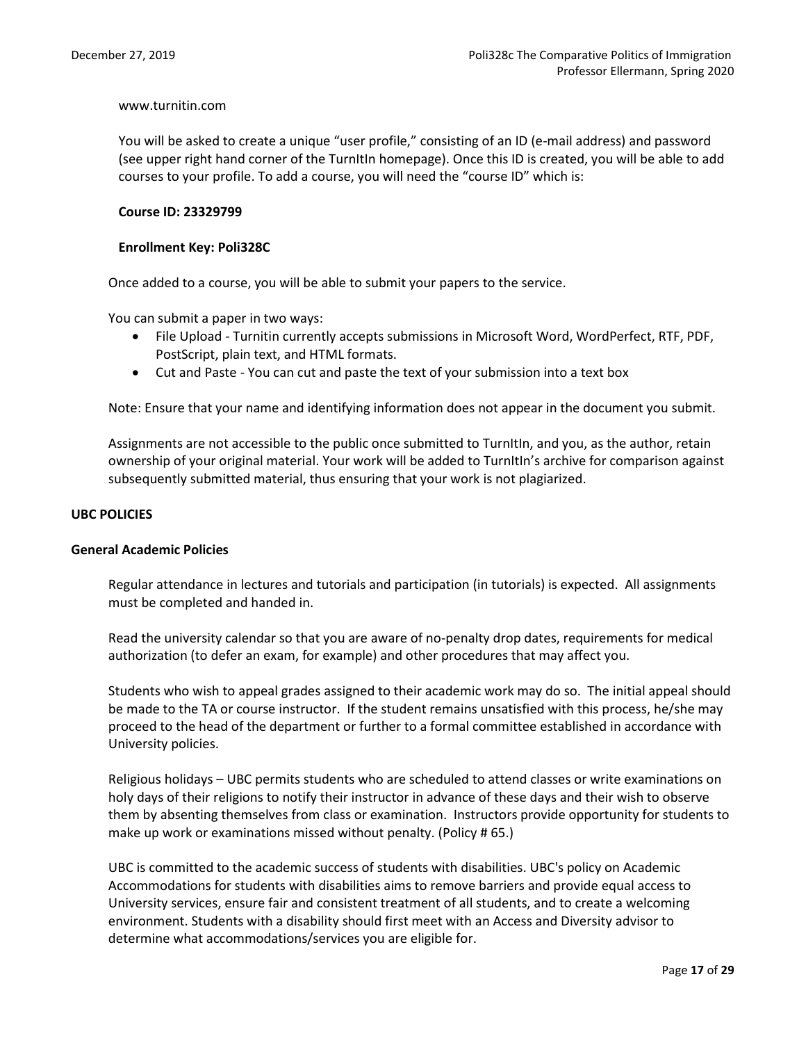www.turnitin.com

You will be asked to create a unique "user profile," consisting of an ID (e-mail address) and password (see upper right hand corner of the TurnItIn homepage). Once this ID is created, you will be able to add courses to your profile. To add a course, you will need the "course ID" which is:

**Course ID: 23329799**

**Enrollment Key: Poli328C**

Once added to a course, you will be able to submit your papers to the service.

You can submit a paper in two ways:

- File Upload - Turnitin currently accepts submissions in Microsoft Word, WordPerfect, RTF, PDF, PostScript, plain text, and HTML formats.
- Cut and Paste - You can cut and paste the text of your submission into a text box

Note: Ensure that your name and identifying information does not appear in the document you submit.

Assignments are not accessible to the public once submitted to TurnItIn, and you, as the author, retain ownership of your original material. Your work will be added to TurnItIn's archive for comparison against subsequently submitted material, thus ensuring that your work is not plagiarized.

## UBC POLICIES

### General Academic Policies

Regular attendance in lectures and tutorials and participation (in tutorials) is expected. All assignments must be completed and handed in.

Read the university calendar so that you are aware of no-penalty drop dates, requirements for medical authorization (to defer an exam, for example) and other procedures that may affect you.

Students who wish to appeal grades assigned to their academic work may do so. The initial appeal should be made to the TA or course instructor. If the student remains unsatisfied with this process, he/she may proceed to the head of the department or further to a formal committee established in accordance with University policies.

Religious holidays – UBC permits students who are scheduled to attend classes or write examinations on holy days of their religions to notify their instructor in advance of these days and their wish to observe them by absenting themselves from class or examination. Instructors provide opportunity for students to make up work or examinations missed without penalty. (Policy # 65.)

UBC is committed to the academic success of students with disabilities. UBC's policy on Academic Accommodations for students with disabilities aims to remove barriers and provide equal access to University services, ensure fair and consistent treatment of all students, and to create a welcoming environment. Students with a disability should first meet with an Access and Diversity advisor to determine what accommodations/services you are eligible for.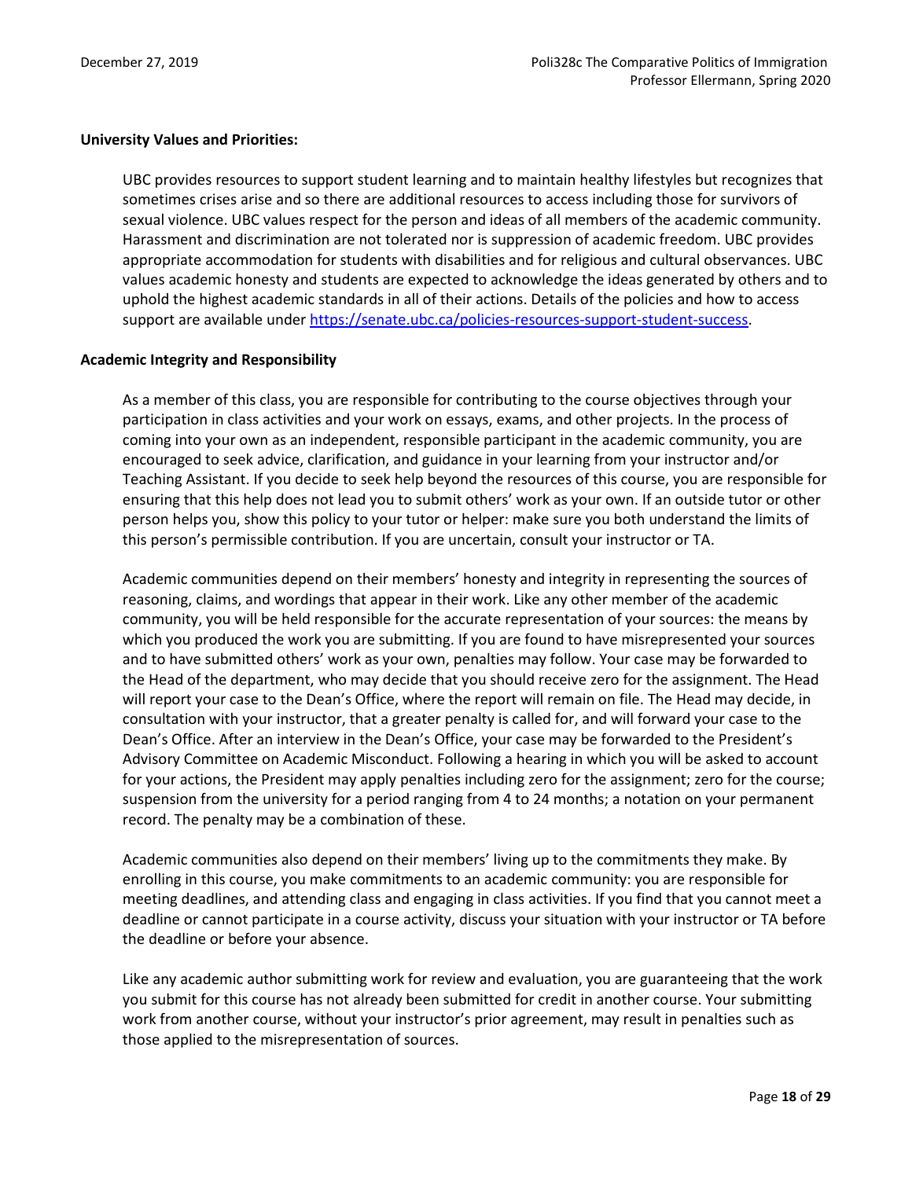**University Values and Priorities:**

UBC provides resources to support student learning and to maintain healthy lifestyles but recognizes that sometimes crises arise and so there are additional resources to access including those for survivors of sexual violence. UBC values respect for the person and ideas of all members of the academic community. Harassment and discrimination are not tolerated nor is suppression of academic freedom. UBC provides appropriate accommodation for students with disabilities and for religious and cultural observances. UBC values academic honesty and students are expected to acknowledge the ideas generated by others and to uphold the highest academic standards in all of their actions. Details of the policies and how to access support are available under [https://senate.ubc.ca/policies-resources-support-student-success](https://senate.ubc.ca/policies-resources-support-student-success).

**Academic Integrity and Responsibility**

As a member of this class, you are responsible for contributing to the course objectives through your participation in class activities and your work on essays, exams, and other projects. In the process of coming into your own as an independent, responsible participant in the academic community, you are encouraged to seek advice, clarification, and guidance in your learning from your instructor and/or Teaching Assistant. If you decide to seek help beyond the resources of this course, you are responsible for ensuring that this help does not lead you to submit others' work as your own. If an outside tutor or other person helps you, show this policy to your tutor or helper: make sure you both understand the limits of this person's permissible contribution. If you are uncertain, consult your instructor or TA.

Academic communities depend on their members' honesty and integrity in representing the sources of reasoning, claims, and wordings that appear in their work. Like any other member of the academic community, you will be held responsible for the accurate representation of your sources: the means by which you produced the work you are submitting. If you are found to have misrepresented your sources and to have submitted others' work as your own, penalties may follow. Your case may be forwarded to the Head of the department, who may decide that you should receive zero for the assignment. The Head will report your case to the Dean's Office, where the report will remain on file. The Head may decide, in consultation with your instructor, that a greater penalty is called for, and will forward your case to the Dean's Office. After an interview in the Dean's Office, your case may be forwarded to the President's Advisory Committee on Academic Misconduct. Following a hearing in which you will be asked to account for your actions, the President may apply penalties including zero for the assignment; zero for the course; suspension from the university for a period ranging from 4 to 24 months; a notation on your permanent record. The penalty may be a combination of these.

Academic communities also depend on their members' living up to the commitments they make. By enrolling in this course, you make commitments to an academic community: you are responsible for meeting deadlines, and attending class and engaging in class activities. If you find that you cannot meet a deadline or cannot participate in a course activity, discuss your situation with your instructor or TA before the deadline or before your absence.

Like any academic author submitting work for review and evaluation, you are guaranteeing that the work you submit for this course has not already been submitted for credit in another course. Your submitting work from another course, without your instructor's prior agreement, may result in penalties such as those applied to the misrepresentation of sources.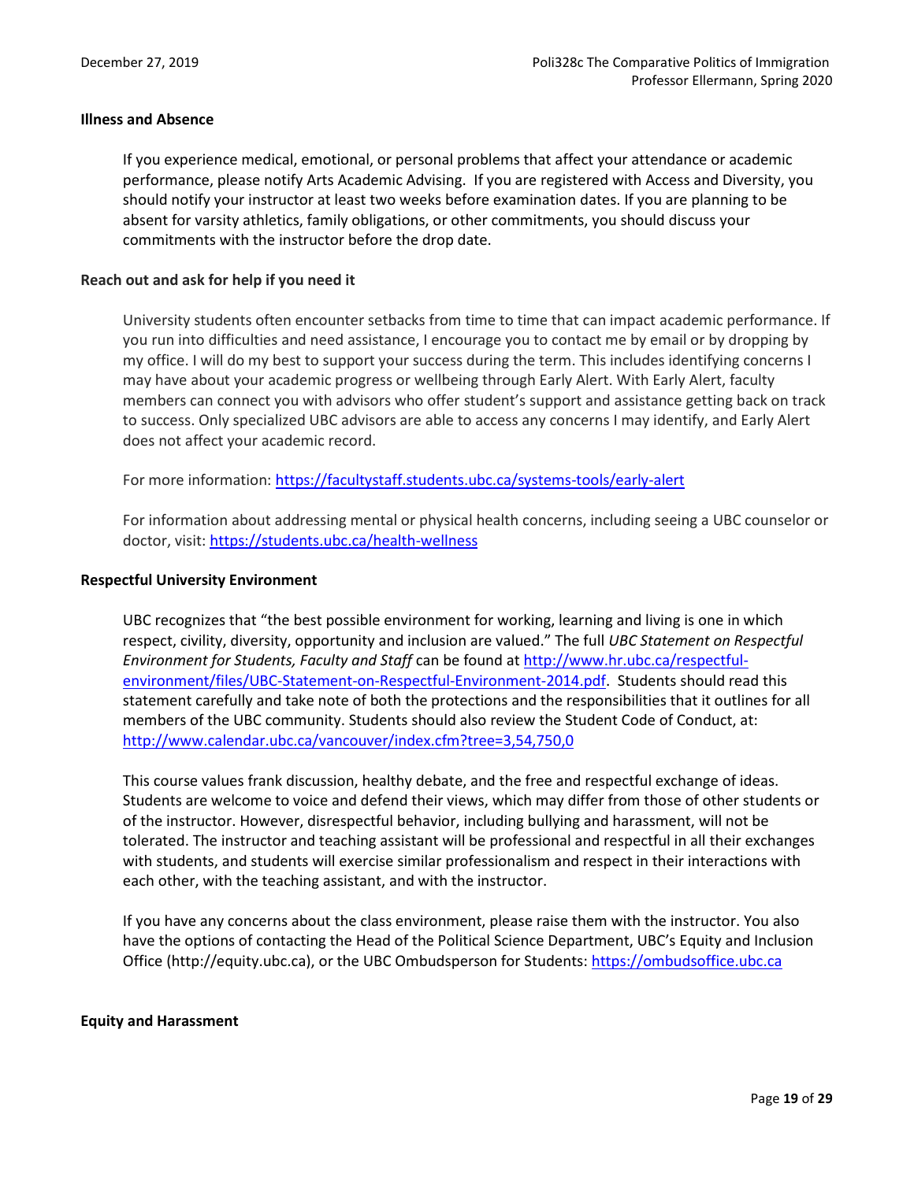### Illness and Absence

If you experience medical, emotional, or personal problems that affect your attendance or academic performance, please notify Arts Academic Advising. If you are registered with Access and Diversity, you should notify your instructor at least two weeks before examination dates. If you are planning to be absent for varsity athletics, family obligations, or other commitments, you should discuss your commitments with the instructor before the drop date.

### Reach out and ask for help if you need it

University students often encounter setbacks from time to time that can impact academic performance. If you run into difficulties and need assistance, I encourage you to contact me by email or by dropping by my office. I will do my best to support your success during the term. This includes identifying concerns I may have about your academic progress or wellbeing through Early Alert. With Early Alert, faculty members can connect you with advisors who offer student's support and assistance getting back on track to success. Only specialized UBC advisors are able to access any concerns I may identify, and Early Alert does not affect your academic record.

For more information: https://facultystaff.students.ubc.ca/systems-tools/early-alert

For information about addressing mental or physical health concerns, including seeing a UBC counselor or doctor, visit: https://students.ubc.ca/health-wellness

### Respectful University Environment

UBC recognizes that "the best possible environment for working, learning and living is one in which respect, civility, diversity, opportunity and inclusion are valued." The full *UBC Statement on Respectful Environment for Students, Faculty and Staff* can be found at http://www.hr.ubc.ca/respectful-environment/files/UBC-Statement-on-Respectful-Environment-2014.pdf. Students should read this statement carefully and take note of both the protections and the responsibilities that it outlines for all members of the UBC community. Students should also review the Student Code of Conduct, at: http://www.calendar.ubc.ca/vancouver/index.cfm?tree=3,54,750,0

This course values frank discussion, healthy debate, and the free and respectful exchange of ideas. Students are welcome to voice and defend their views, which may differ from those of other students or of the instructor. However, disrespectful behavior, including bullying and harassment, will not be tolerated. The instructor and teaching assistant will be professional and respectful in all their exchanges with students, and students will exercise similar professionalism and respect in their interactions with each other, with the teaching assistant, and with the instructor.

If you have any concerns about the class environment, please raise them with the instructor. You also have the options of contacting the Head of the Political Science Department, UBC's Equity and Inclusion Office (http://equity.ubc.ca), or the UBC Ombudsperson for Students: https://ombudsoffice.ubc.ca

### Equity and Harassment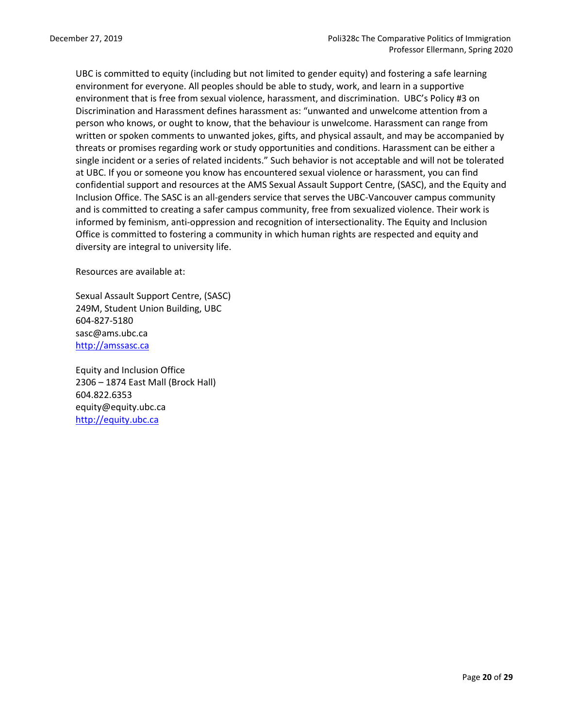UBC is committed to equity (including but not limited to gender equity) and fostering a safe learning environment for everyone. All peoples should be able to study, work, and learn in a supportive environment that is free from sexual violence, harassment, and discrimination. UBC's Policy #3 on Discrimination and Harassment defines harassment as: "unwanted and unwelcome attention from a person who knows, or ought to know, that the behaviour is unwelcome. Harassment can range from written or spoken comments to unwanted jokes, gifts, and physical assault, and may be accompanied by threats or promises regarding work or study opportunities and conditions. Harassment can be either a single incident or a series of related incidents." Such behavior is not acceptable and will not be tolerated at UBC. If you or someone you know has encountered sexual violence or harassment, you can find confidential support and resources at the AMS Sexual Assault Support Centre, (SASC), and the Equity and Inclusion Office. The SASC is an all-genders service that serves the UBC-Vancouver campus community and is committed to creating a safer campus community, free from sexualized violence. Their work is informed by feminism, anti-oppression and recognition of intersectionality. The Equity and Inclusion Office is committed to fostering a community in which human rights are respected and equity and diversity are integral to university life.

Resources are available at:

Sexual Assault Support Centre, (SASC)
249M, Student Union Building, UBC
604-827-5180
sasc@ams.ubc.ca
http://amssasc.ca

Equity and Inclusion Office
2306 – 1874 East Mall (Brock Hall)
604.822.6353
equity@equity.ubc.ca
http://equity.ubc.ca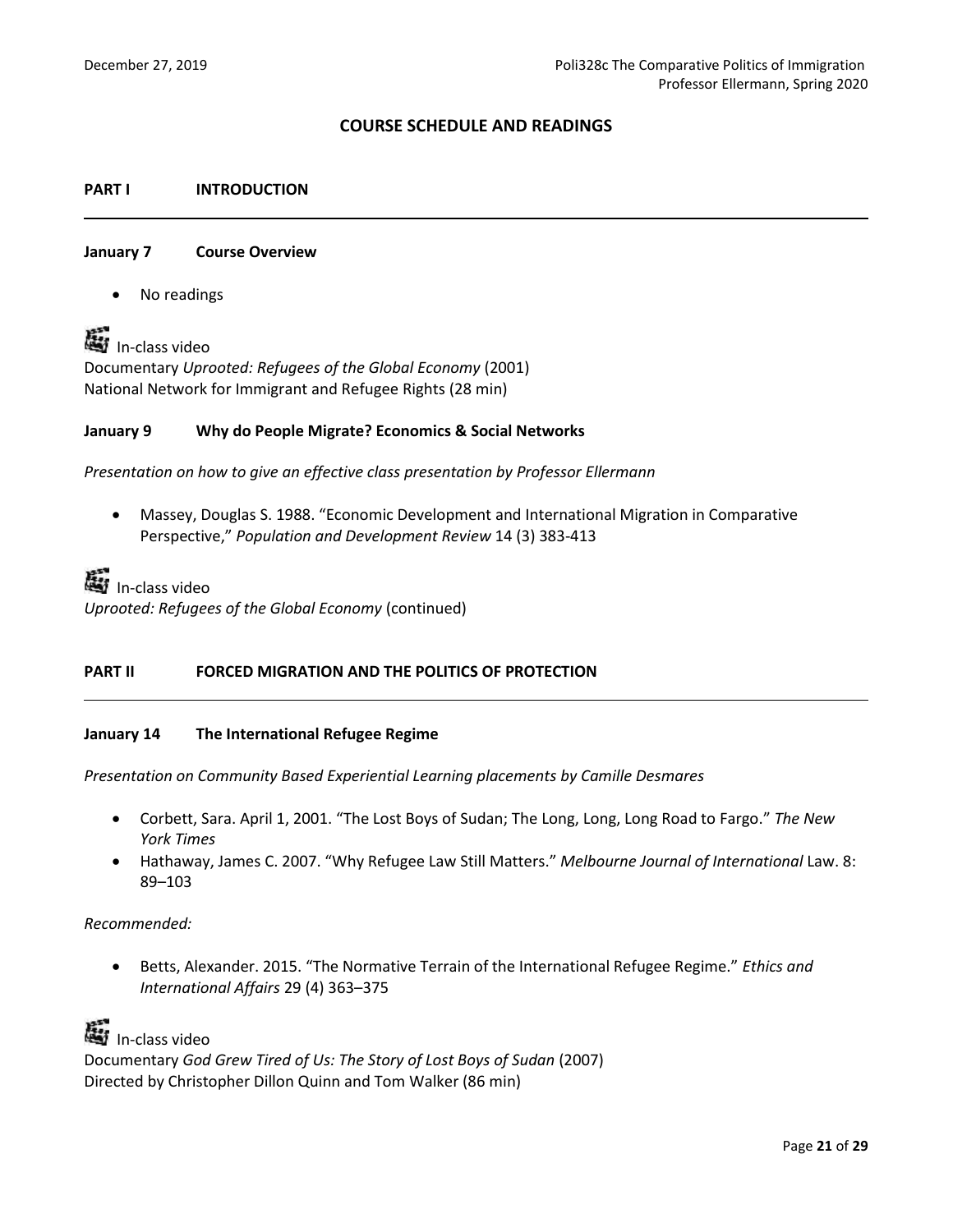## COURSE SCHEDULE AND READINGS

### PART I INTRODUCTION

---

**January 7 Course Overview**

- No readings

In-class video
Documentary *Uprooted: Refugees of the Global Economy* (2001)
National Network for Immigrant and Refugee Rights (28 min)

**January 9 Why do People Migrate? Economics & Social Networks**

*Presentation on how to give an effective class presentation by Professor Ellermann*

- Massey, Douglas S. 1988. "Economic Development and International Migration in Comparative Perspective," *Population and Development Review* 14 (3) 383-413

In-class video
*Uprooted: Refugees of the Global Economy* (continued)

### PART II FORCED MIGRATION AND THE POLITICS OF PROTECTION

---

**January 14 The International Refugee Regime**

*Presentation on Community Based Experiential Learning placements by Camille Desmares*

- Corbett, Sara. April 1, 2001. "The Lost Boys of Sudan; The Long, Long, Long Road to Fargo." *The New York Times*
- Hathaway, James C. 2007. "Why Refugee Law Still Matters." *Melbourne Journal of International* Law. 8: 89–103

*Recommended:*

- Betts, Alexander. 2015. "The Normative Terrain of the International Refugee Regime." *Ethics and International Affairs* 29 (4) 363–375

In-class video
Documentary *God Grew Tired of Us: The Story of Lost Boys of Sudan* (2007)
Directed by Christopher Dillon Quinn and Tom Walker (86 min)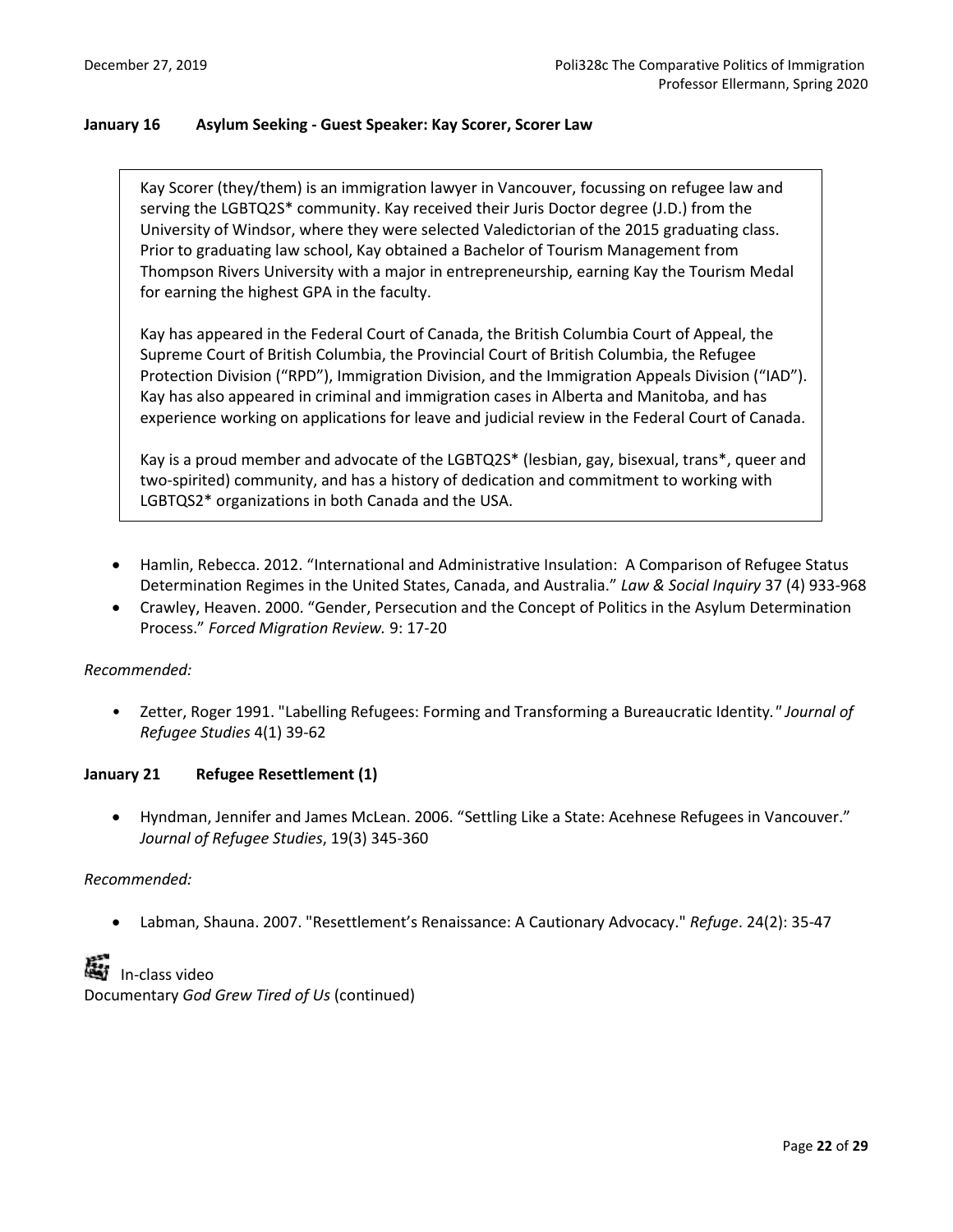**January 16 Asylum Seeking - Guest Speaker: Kay Scorer, Scorer Law**

> Kay Scorer (they/them) is an immigration lawyer in Vancouver, focussing on refugee law and serving the LGBTQ2S* community. Kay received their Juris Doctor degree (J.D.) from the University of Windsor, where they were selected Valedictorian of the 2015 graduating class. Prior to graduating law school, Kay obtained a Bachelor of Tourism Management from Thompson Rivers University with a major in entrepreneurship, earning Kay the Tourism Medal for earning the highest GPA in the faculty.
>
> Kay has appeared in the Federal Court of Canada, the British Columbia Court of Appeal, the Supreme Court of British Columbia, the Provincial Court of British Columbia, the Refugee Protection Division ("RPD"), Immigration Division, and the Immigration Appeals Division ("IAD"). Kay has also appeared in criminal and immigration cases in Alberta and Manitoba, and has experience working on applications for leave and judicial review in the Federal Court of Canada.
>
> Kay is a proud member and advocate of the LGBTQ2S* (lesbian, gay, bisexual, trans*, queer and two-spirited) community, and has a history of dedication and commitment to working with LGBTQS2* organizations in both Canada and the USA.

- Hamlin, Rebecca. 2012. "International and Administrative Insulation: A Comparison of Refugee Status Determination Regimes in the United States, Canada, and Australia." *Law & Social Inquiry* 37 (4) 933-968
- Crawley, Heaven. 2000. "Gender, Persecution and the Concept of Politics in the Asylum Determination Process." *Forced Migration Review.* 9: 17-20

*Recommended:*

- Zetter, Roger 1991. "Labelling Refugees: Forming and Transforming a Bureaucratic Identity." *Journal of Refugee Studies* 4(1) 39-62

**January 21 Refugee Resettlement (1)**

- Hyndman, Jennifer and James McLean. 2006. "Settling Like a State: Acehnese Refugees in Vancouver." *Journal of Refugee Studies*, 19(3) 345-360

*Recommended:*

- Labman, Shauna. 2007. "Resettlement's Renaissance: A Cautionary Advocacy." *Refuge*. 24(2): 35-47

In-class video
Documentary *God Grew Tired of Us* (continued)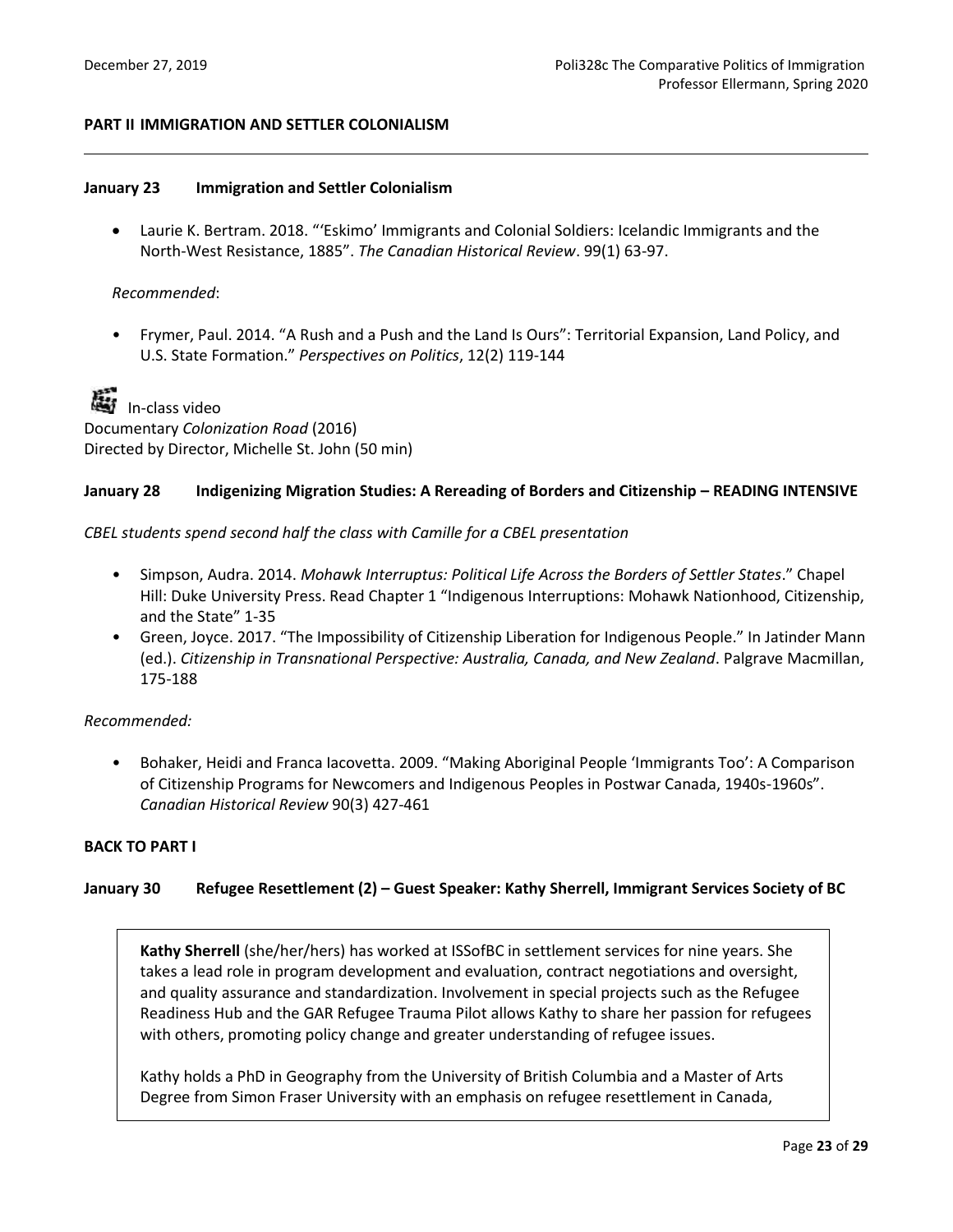## PART II IMMIGRATION AND SETTLER COLONIALISM

---

### January 23 Immigration and Settler Colonialism

- Laurie K. Bertram. 2018. "'Eskimo' Immigrants and Colonial Soldiers: Icelandic Immigrants and the North-West Resistance, 1885". *The Canadian Historical Review*. 99(1) 63-97.

*Recommended*:

- Frymer, Paul. 2014. "A Rush and a Push and the Land Is Ours": Territorial Expansion, Land Policy, and U.S. State Formation." *Perspectives on Politics*, 12(2) 119-144

In-class video
Documentary *Colonization Road* (2016)
Directed by Director, Michelle St. John (50 min)

### January 28 Indigenizing Migration Studies: A Rereading of Borders and Citizenship – READING INTENSIVE

*CBEL students spend second half the class with Camille for a CBEL presentation*

- Simpson, Audra. 2014. *Mohawk Interruptus: Political Life Across the Borders of Settler States*." Chapel Hill: Duke University Press. Read Chapter 1 "Indigenous Interruptions: Mohawk Nationhood, Citizenship, and the State" 1-35
- Green, Joyce. 2017. "The Impossibility of Citizenship Liberation for Indigenous People." In Jatinder Mann (ed.). *Citizenship in Transnational Perspective: Australia, Canada, and New Zealand*. Palgrave Macmillan, 175-188

*Recommended:*

- Bohaker, Heidi and Franca Iacovetta. 2009. "Making Aboriginal People 'Immigrants Too': A Comparison of Citizenship Programs for Newcomers and Indigenous Peoples in Postwar Canada, 1940s-1960s". *Canadian Historical Review* 90(3) 427-461

**BACK TO PART I**

### January 30 Refugee Resettlement (2) – Guest Speaker: Kathy Sherrell, Immigrant Services Society of BC

**Kathy Sherrell** (she/her/hers) has worked at ISSofBC in settlement services for nine years. She takes a lead role in program development and evaluation, contract negotiations and oversight, and quality assurance and standardization. Involvement in special projects such as the Refugee Readiness Hub and the GAR Refugee Trauma Pilot allows Kathy to share her passion for refugees with others, promoting policy change and greater understanding of refugee issues.

Kathy holds a PhD in Geography from the University of British Columbia and a Master of Arts Degree from Simon Fraser University with an emphasis on refugee resettlement in Canada,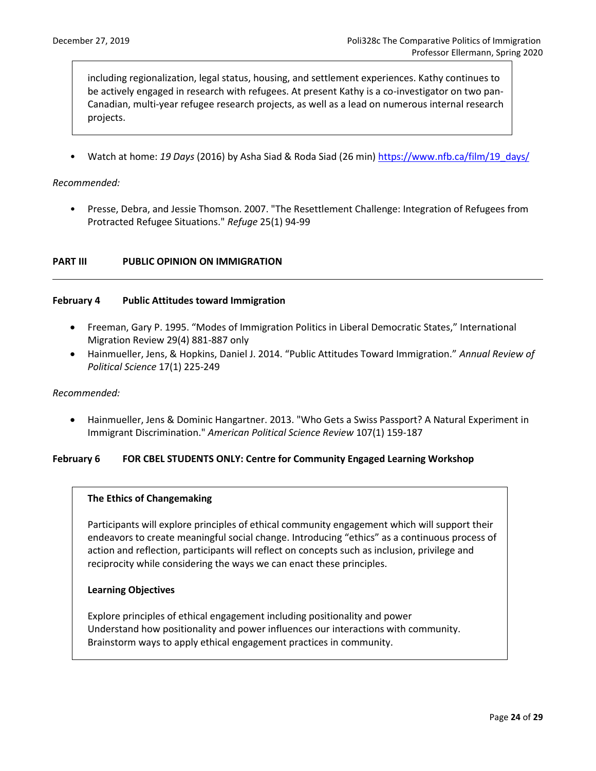including regionalization, legal status, housing, and settlement experiences. Kathy continues to be actively engaged in research with refugees. At present Kathy is a co-investigator on two pan-Canadian, multi-year refugee research projects, as well as a lead on numerous internal research projects.

- Watch at home: *19 Days* (2016) by Asha Siad & Roda Siad (26 min) [https://www.nfb.ca/film/19_days/](https://www.nfb.ca/film/19_days/)

*Recommended:*

- Presse, Debra, and Jessie Thomson. 2007. "The Resettlement Challenge: Integration of Refugees from Protracted Refugee Situations." *Refuge* 25(1) 94-99

## PART III PUBLIC OPINION ON IMMIGRATION

---

### February 4 Public Attitudes toward Immigration

- Freeman, Gary P. 1995. "Modes of Immigration Politics in Liberal Democratic States," International Migration Review 29(4) 881-887 only
- Hainmueller, Jens, & Hopkins, Daniel J. 2014. "Public Attitudes Toward Immigration." *Annual Review of Political Science* 17(1) 225-249

*Recommended:*

- Hainmueller, Jens & Dominic Hangartner. 2013. "Who Gets a Swiss Passport? A Natural Experiment in Immigrant Discrimination." *American Political Science Review* 107(1) 159-187

### February 6 FOR CBEL STUDENTS ONLY: Centre for Community Engaged Learning Workshop

**The Ethics of Changemaking**

Participants will explore principles of ethical community engagement which will support their endeavors to create meaningful social change. Introducing "ethics" as a continuous process of action and reflection, participants will reflect on concepts such as inclusion, privilege and reciprocity while considering the ways we can enact these principles.

**Learning Objectives**

Explore principles of ethical engagement including positionality and power
Understand how positionality and power influences our interactions with community.
Brainstorm ways to apply ethical engagement practices in community.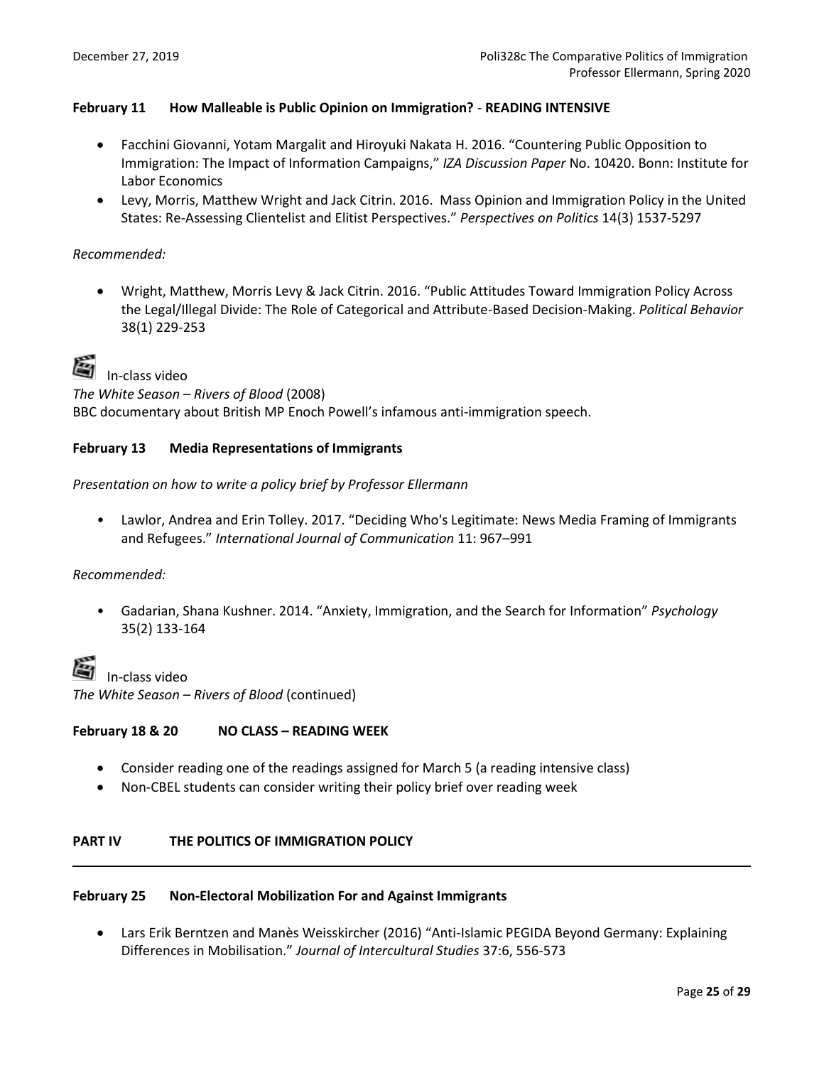**February 11 How Malleable is Public Opinion on Immigration? - READING INTENSIVE**

- Facchini Giovanni, Yotam Margalit and Hiroyuki Nakata H. 2016. "Countering Public Opposition to Immigration: The Impact of Information Campaigns," *IZA Discussion Paper* No. 10420. Bonn: Institute for Labor Economics
- Levy, Morris, Matthew Wright and Jack Citrin. 2016. Mass Opinion and Immigration Policy in the United States: Re-Assessing Clientelist and Elitist Perspectives." *Perspectives on Politics* 14(3) 1537-5297

*Recommended:*

- Wright, Matthew, Morris Levy & Jack Citrin. 2016. "Public Attitudes Toward Immigration Policy Across the Legal/Illegal Divide: The Role of Categorical and Attribute-Based Decision-Making. *Political Behavior* 38(1) 229-253

In-class video

*The White Season – Rivers of Blood* (2008)

BBC documentary about British MP Enoch Powell's infamous anti-immigration speech.

**February 13 Media Representations of Immigrants**

*Presentation on how to write a policy brief by Professor Ellermann*

- Lawlor, Andrea and Erin Tolley. 2017. "Deciding Who's Legitimate: News Media Framing of Immigrants and Refugees." *International Journal of Communication* 11: 967–991

*Recommended:*

- Gadarian, Shana Kushner. 2014. "Anxiety, Immigration, and the Search for Information" *Psychology* 35(2) 133-164

In-class video

*The White Season – Rivers of Blood* (continued)

**February 18 & 20 NO CLASS – READING WEEK**

- Consider reading one of the readings assigned for March 5 (a reading intensive class)
- Non-CBEL students can consider writing their policy brief over reading week

**PART IV THE POLITICS OF IMMIGRATION POLICY**

---

**February 25 Non-Electoral Mobilization For and Against Immigrants**

- Lars Erik Berntzen and Manès Weisskircher (2016) "Anti-Islamic PEGIDA Beyond Germany: Explaining Differences in Mobilisation." *Journal of Intercultural Studies* 37:6, 556-573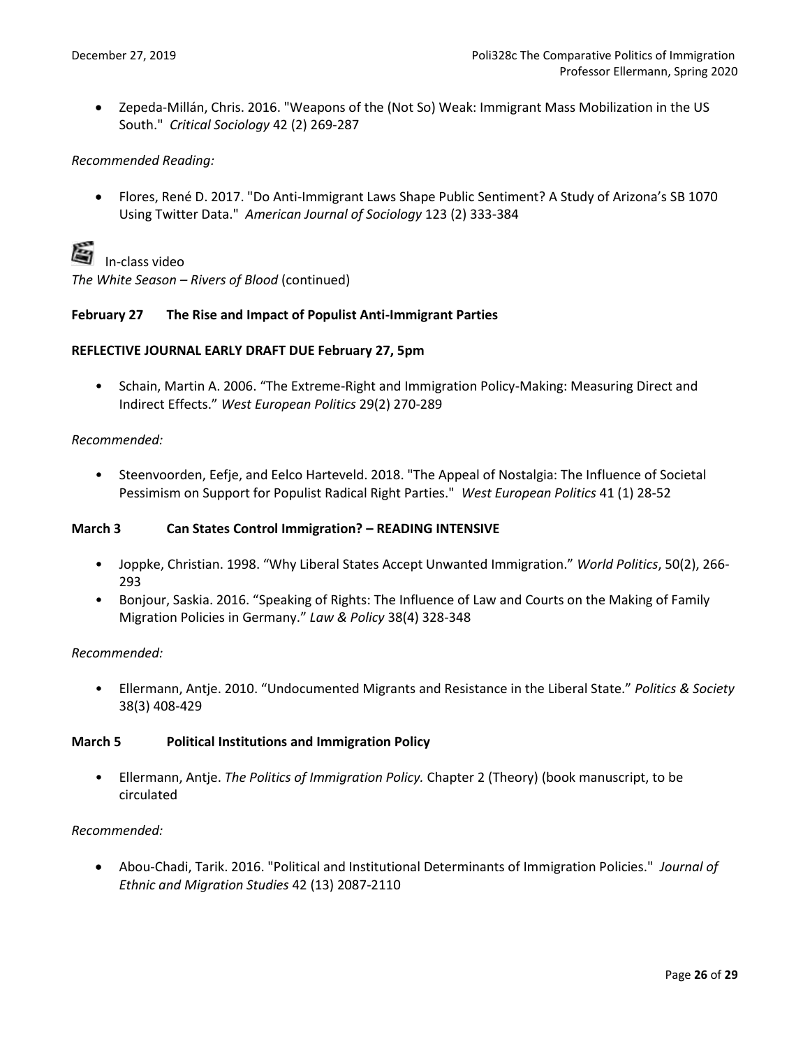- Zepeda-Millán, Chris. 2016. "Weapons of the (Not So) Weak: Immigrant Mass Mobilization in the US South." *Critical Sociology* 42 (2) 269-287

*Recommended Reading:*

- Flores, René D. 2017. "Do Anti-Immigrant Laws Shape Public Sentiment? A Study of Arizona's SB 1070 Using Twitter Data." *American Journal of Sociology* 123 (2) 333-384

In-class video
*The White Season – Rivers of Blood* (continued)

**February 27 The Rise and Impact of Populist Anti-Immigrant Parties**

**REFLECTIVE JOURNAL EARLY DRAFT DUE February 27, 5pm**

- Schain, Martin A. 2006. "The Extreme-Right and Immigration Policy-Making: Measuring Direct and Indirect Effects." *West European Politics* 29(2) 270-289

*Recommended:*

- Steenvoorden, Eefje, and Eelco Harteveld. 2018. "The Appeal of Nostalgia: The Influence of Societal Pessimism on Support for Populist Radical Right Parties." *West European Politics* 41 (1) 28-52

**March 3 Can States Control Immigration? – READING INTENSIVE**

- Joppke, Christian. 1998. "Why Liberal States Accept Unwanted Immigration." *World Politics*, 50(2), 266-293
- Bonjour, Saskia. 2016. "Speaking of Rights: The Influence of Law and Courts on the Making of Family Migration Policies in Germany." *Law & Policy* 38(4) 328-348

*Recommended:*

- Ellermann, Antje. 2010. "Undocumented Migrants and Resistance in the Liberal State." *Politics & Society* 38(3) 408-429

**March 5 Political Institutions and Immigration Policy**

- Ellermann, Antje. *The Politics of Immigration Policy.* Chapter 2 (Theory) (book manuscript, to be circulated

*Recommended:*

- Abou-Chadi, Tarik. 2016. "Political and Institutional Determinants of Immigration Policies." *Journal of Ethnic and Migration Studies* 42 (13) 2087-2110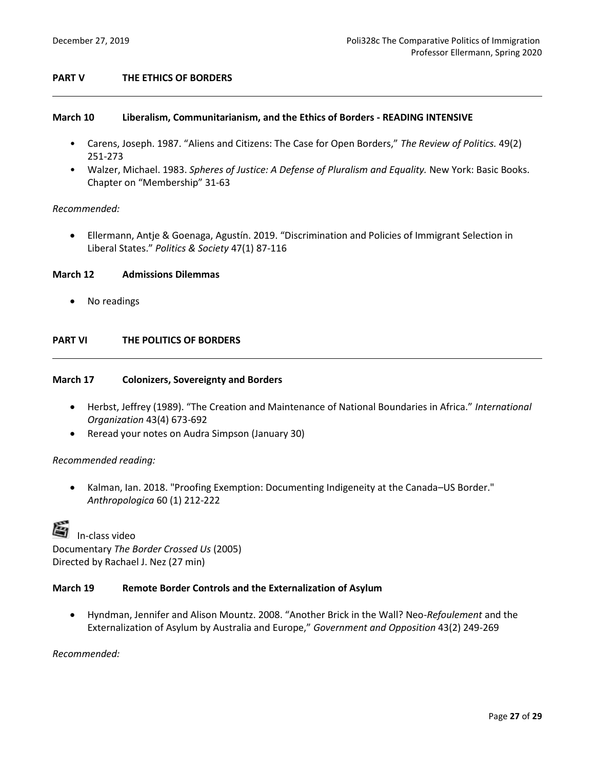## PART V THE ETHICS OF BORDERS

### March 10 Liberalism, Communitarianism, and the Ethics of Borders - READING INTENSIVE

- Carens, Joseph. 1987. "Aliens and Citizens: The Case for Open Borders," *The Review of Politics.* 49(2) 251-273
- Walzer, Michael. 1983. *Spheres of Justice: A Defense of Pluralism and Equality.* New York: Basic Books. Chapter on "Membership" 31-63

*Recommended:*

- Ellermann, Antje & Goenaga, Agustín. 2019. "Discrimination and Policies of Immigrant Selection in Liberal States." *Politics & Society* 47(1) 87-116

### March 12 Admissions Dilemmas

- No readings

## PART VI THE POLITICS OF BORDERS

### March 17 Colonizers, Sovereignty and Borders

- Herbst, Jeffrey (1989). "The Creation and Maintenance of National Boundaries in Africa." *International Organization* 43(4) 673-692
- Reread your notes on Audra Simpson (January 30)

*Recommended reading:*

- Kalman, Ian. 2018. "Proofing Exemption: Documenting Indigeneity at the Canada–US Border." *Anthropologica* 60 (1) 212-222

In-class video
Documentary *The Border Crossed Us* (2005)
Directed by Rachael J. Nez (27 min)

### March 19 Remote Border Controls and the Externalization of Asylum

- Hyndman, Jennifer and Alison Mountz. 2008. "Another Brick in the Wall? Neo-*Refoulement* and the Externalization of Asylum by Australia and Europe," *Government and Opposition* 43(2) 249-269

*Recommended:*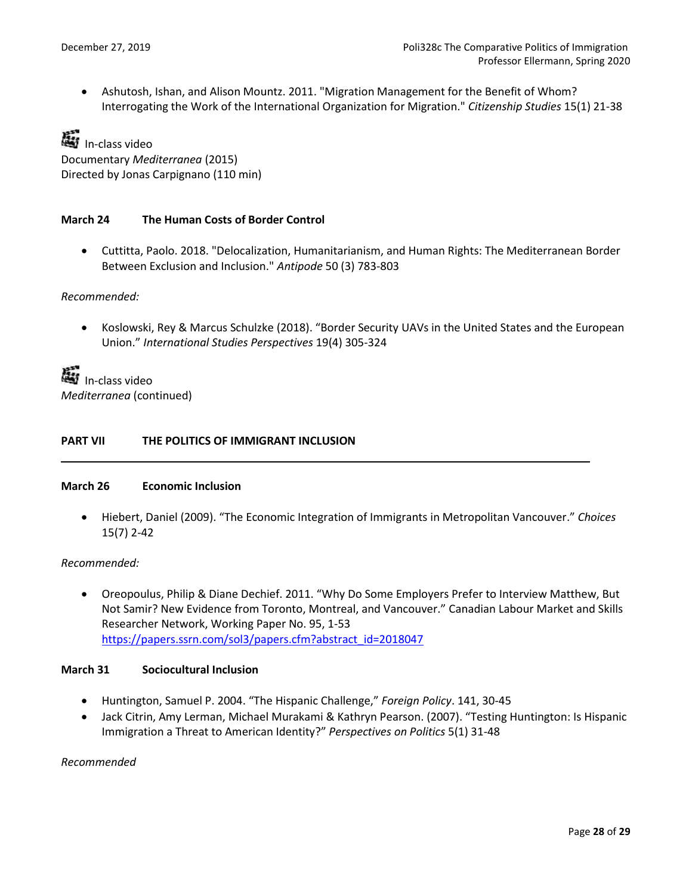- Ashutosh, Ishan, and Alison Mountz. 2011. "Migration Management for the Benefit of Whom? Interrogating the Work of the International Organization for Migration." *Citizenship Studies* 15(1) 21-38

In-class video
Documentary *Mediterranea* (2015)
Directed by Jonas Carpignano (110 min)

**March 24 The Human Costs of Border Control**

- Cuttitta, Paolo. 2018. "Delocalization, Humanitarianism, and Human Rights: The Mediterranean Border Between Exclusion and Inclusion." *Antipode* 50 (3) 783-803

*Recommended:*

- Koslowski, Rey & Marcus Schulzke (2018). "Border Security UAVs in the United States and the European Union." *International Studies Perspectives* 19(4) 305-324

In-class video
*Mediterranea* (continued)

## PART VII THE POLITICS OF IMMIGRANT INCLUSION

**March 26 Economic Inclusion**

- Hiebert, Daniel (2009). "The Economic Integration of Immigrants in Metropolitan Vancouver." *Choices* 15(7) 2-42

*Recommended:*

- Oreopoulus, Philip & Diane Dechief. 2011. "Why Do Some Employers Prefer to Interview Matthew, But Not Samir? New Evidence from Toronto, Montreal, and Vancouver." Canadian Labour Market and Skills Researcher Network, Working Paper No. 95, 1-53 https://papers.ssrn.com/sol3/papers.cfm?abstract_id=2018047

**March 31 Sociocultural Inclusion**

- Huntington, Samuel P. 2004. "The Hispanic Challenge," *Foreign Policy*. 141, 30-45
- Jack Citrin, Amy Lerman, Michael Murakami & Kathryn Pearson. (2007). "Testing Huntington: Is Hispanic Immigration a Threat to American Identity?" *Perspectives on Politics* 5(1) 31-48

*Recommended*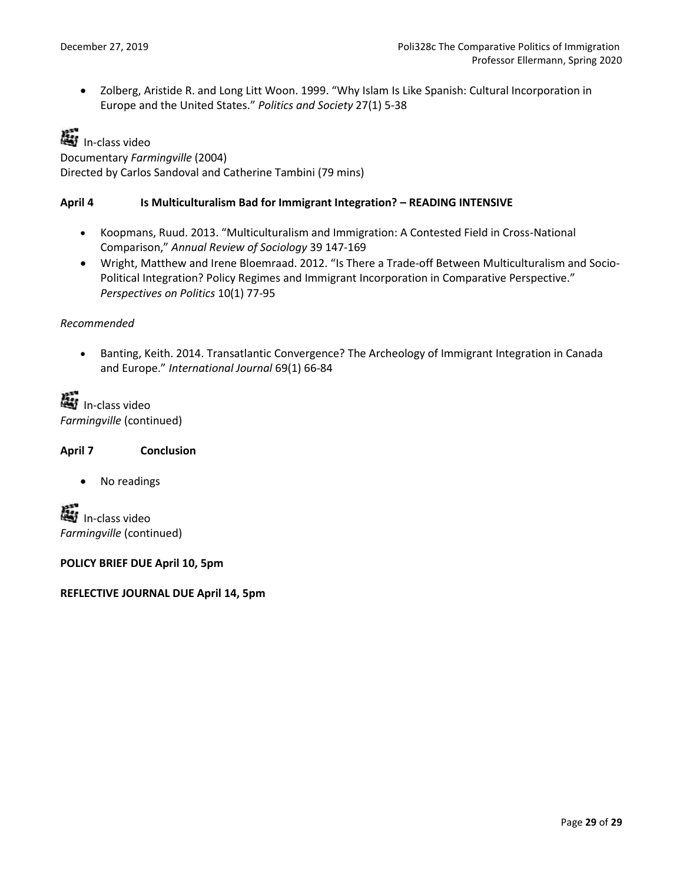- Zolberg, Aristide R. and Long Litt Woon. 1999. "Why Islam Is Like Spanish: Cultural Incorporation in Europe and the United States." *Politics and Society* 27(1) 5-38

In-class video
Documentary *Farmingville* (2004)
Directed by Carlos Sandoval and Catherine Tambini (79 mins)

**April 4 Is Multiculturalism Bad for Immigrant Integration? – READING INTENSIVE**

- Koopmans, Ruud. 2013. "Multiculturalism and Immigration: A Contested Field in Cross-National Comparison," *Annual Review of Sociology* 39 147-169
- Wright, Matthew and Irene Bloemraad. 2012. "Is There a Trade-off Between Multiculturalism and Socio-Political Integration? Policy Regimes and Immigrant Incorporation in Comparative Perspective." *Perspectives on Politics* 10(1) 77-95

*Recommended*

- Banting, Keith. 2014. Transatlantic Convergence? The Archeology of Immigrant Integration in Canada and Europe." *International Journal* 69(1) 66-84

In-class video
*Farmingville* (continued)

**April 7 Conclusion**

- No readings

In-class video
*Farmingville* (continued)

**POLICY BRIEF DUE April 10, 5pm**

**REFLECTIVE JOURNAL DUE April 14, 5pm**